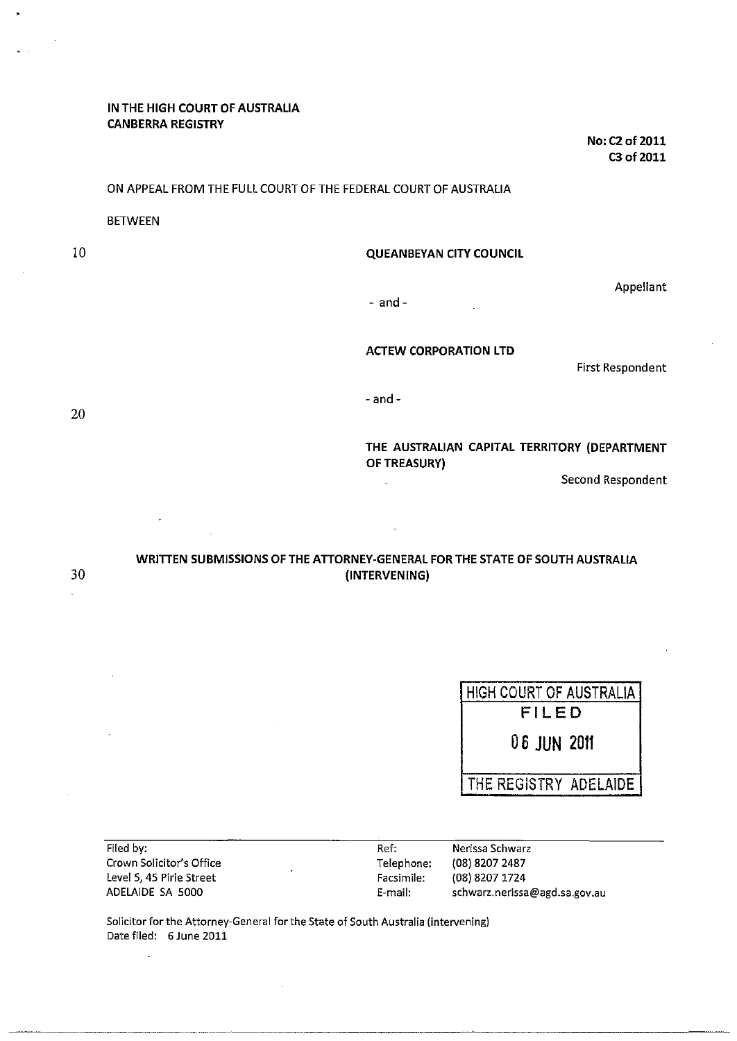**IN THE HIGH COURT OF AUSTRALIA**
**CANBERRA REGISTRY**

**No: C2 of 2011**
**C3 of 2011**

ON APPEAL FROM THE FULL COURT OF THE FEDERAL COURT OF AUSTRALIA

BETWEEN

**QUEANBEYAN CITY COUNCIL**

Appellant

- and -

**ACTEW CORPORATION LTD**

First Respondent

- and -

**THE AUSTRALIAN CAPITAL TERRITORY (DEPARTMENT OF TREASURY)**

Second Respondent

**WRITTEN SUBMISSIONS OF THE ATTORNEY-GENERAL FOR THE STATE OF SOUTH AUSTRALIA (INTERVENING)**

HIGH COURT OF AUSTRALIA
FILED
06 JUN 2011
THE REGISTRY ADELAIDE

| Filed by: | Ref: | Nerissa Schwarz |
|---|---|---|
| Crown Solicitor's Office | Telephone: | (08) 8207 2487 |
| Level 5, 45 Pirie Street | Facsimile: | (08) 8207 1724 |
| ADELAIDE SA 5000 | E-mail: | schwarz.nerissa@agd.sa.gov.au |

Solicitor for the Attorney-General for the State of South Australia (intervening)
Date filed: 6 June 2011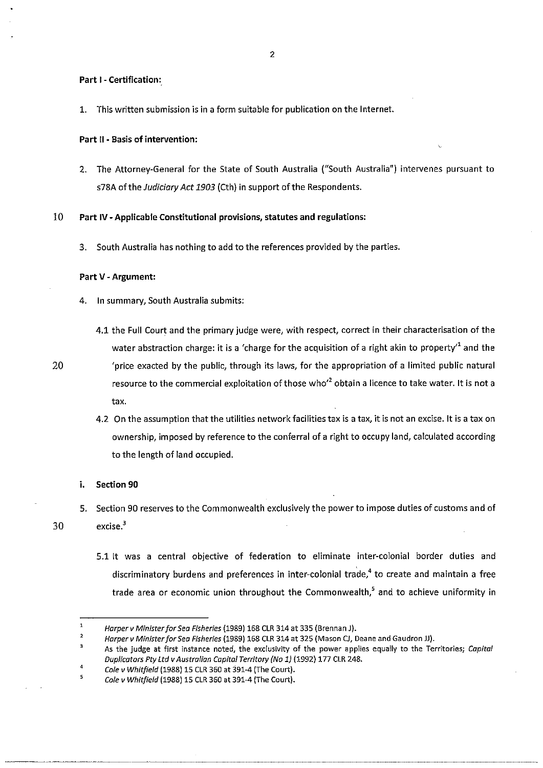**Part I - Certification:**

1. This written submission is in a form suitable for publication on the Internet.

**Part II - Basis of intervention:**

2. The Attorney-General for the State of South Australia ("South Australia") intervenes pursuant to s78A of the *Judiciary Act 1903* (Cth) in support of the Respondents.

**Part IV - Applicable Constitutional provisions, statutes and regulations:**

3. South Australia has nothing to add to the references provided by the parties.

**Part V - Argument:**

4. In summary, South Australia submits:

   4.1 the Full Court and the primary judge were, with respect, correct in their characterisation of the water abstraction charge: it is a 'charge for the acquisition of a right akin to property'[1] and the 'price exacted by the public, through its laws, for the appropriation of a limited public natural resource to the commercial exploitation of those who'[2] obtain a licence to take water. It is not a tax.

   4.2 On the assumption that the utilities network facilities tax is a tax, it is not an excise. It is a tax on ownership, imposed by reference to the conferral of a right to occupy land, calculated according to the length of land occupied.

**i. Section 90**

5. Section 90 reserves to the Commonwealth exclusively the power to impose duties of customs and of excise.[3]

   5.1 It was a central objective of federation to eliminate inter-colonial border duties and discriminatory burdens and preferences in inter-colonial trade,[4] to create and maintain a free trade area or economic union throughout the Commonwealth,[5] and to achieve uniformity in

---

[1] *Harper v Minister for Sea Fisheries* (1989) 168 CLR 314 at 335 (Brennan J).

[2] *Harper v Minister for Sea Fisheries* (1989) 168 CLR 314 at 325 (Mason CJ, Deane and Gaudron JJ).

[3] As the judge at first instance noted, the exclusivity of the power applies equally to the Territories; *Capital Duplicators Pty Ltd v Australian Capital Territory (No 1)* (1992) 177 CLR 248.

[4] *Cole v Whitfield* (1988) 15 CLR 360 at 391-4 (The Court).

[5] *Cole v Whitfield* (1988) 15 CLR 360 at 391-4 (The Court).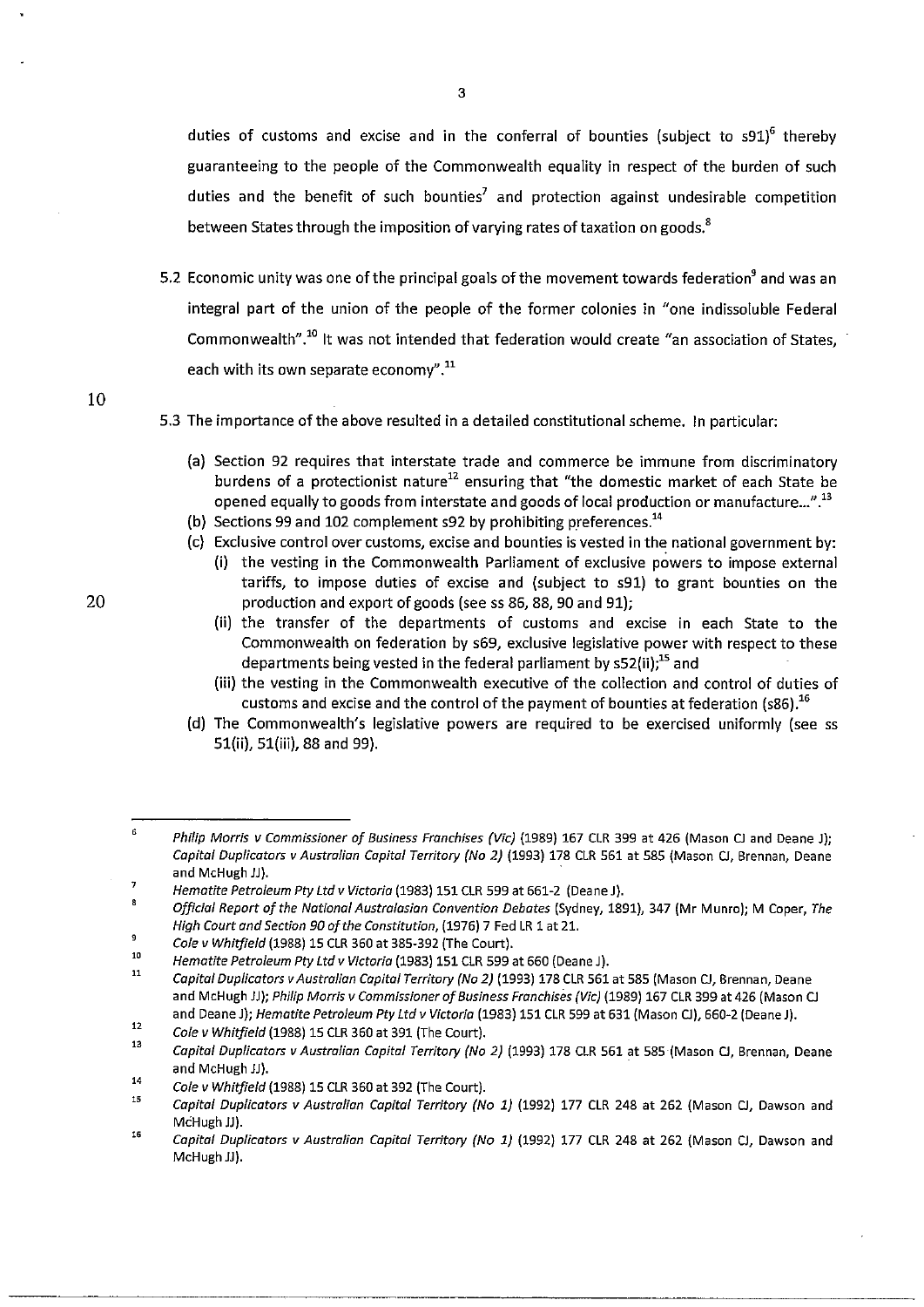duties of customs and excise and in the conferral of bounties (subject to s91)[6] thereby guaranteeing to the people of the Commonwealth equality in respect of the burden of such duties and the benefit of such bounties[7] and protection against undesirable competition between States through the imposition of varying rates of taxation on goods.[8]

5.2 Economic unity was one of the principal goals of the movement towards federation[9] and was an integral part of the union of the people of the former colonies in "one indissoluble Federal Commonwealth".[10] It was not intended that federation would create "an association of States, each with its own separate economy".[11]

5.3 The importance of the above resulted in a detailed constitutional scheme. In particular:

(a) Section 92 requires that interstate trade and commerce be immune from discriminatory burdens of a protectionist nature[12] ensuring that "the domestic market of each State be opened equally to goods from interstate and goods of local production or manufacture...".[13]

(b) Sections 99 and 102 complement s92 by prohibiting preferences.[14]

(c) Exclusive control over customs, excise and bounties is vested in the national government by:

(i) the vesting in the Commonwealth Parliament of exclusive powers to impose external tariffs, to impose duties of excise and (subject to s91) to grant bounties on the production and export of goods (see ss 86, 88, 90 and 91);

(ii) the transfer of the departments of customs and excise in each State to the Commonwealth on federation by s69, exclusive legislative power with respect to these departments being vested in the federal parliament by s52(ii);[15] and

(iii) the vesting in the Commonwealth executive of the collection and control of duties of customs and excise and the control of the payment of bounties at federation (s86).[16]

(d) The Commonwealth's legislative powers are required to be exercised uniformly (see ss 51(ii), 51(iii), 88 and 99).

---

6 *Philip Morris v Commissioner of Business Franchises (Vic)* (1989) 167 CLR 399 at 426 (Mason CJ and Deane J); *Capital Duplicators v Australian Capital Territory (No 2)* (1993) 178 CLR 561 at 585 (Mason CJ, Brennan, Deane and McHugh JJ).

7 *Hematite Petroleum Pty Ltd v Victoria* (1983) 151 CLR 599 at 661-2 (Deane J).

8 *Official Report of the National Australasian Convention Debates* (Sydney, 1891), 347 (Mr Munro); M Coper, *The High Court and Section 90 of the Constitution*, (1976) 7 Fed LR 1 at 21.

9 *Cole v Whitfield* (1988) 15 CLR 360 at 385-392 (The Court).

10 *Hematite Petroleum Pty Ltd v Victoria* (1983) 151 CLR 599 at 660 (Deane J).

11 *Capital Duplicators v Australian Capital Territory (No 2)* (1993) 178 CLR 561 at 585 (Mason CJ, Brennan, Deane and McHugh JJ); *Philip Morris v Commissioner of Business Franchises (Vic)* (1989) 167 CLR 399 at 426 (Mason CJ and Deane J); *Hematite Petroleum Pty Ltd v Victoria* (1983) 151 CLR 599 at 631 (Mason CJ), 660-2 (Deane J).

12 *Cole v Whitfield* (1988) 15 CLR 360 at 391 (The Court).

13 *Capital Duplicators v Australian Capital Territory (No 2)* (1993) 178 CLR 561 at 585 (Mason CJ, Brennan, Deane and McHugh JJ).

14 *Cole v Whitfield* (1988) 15 CLR 360 at 392 (The Court).

15 *Capital Duplicators v Australian Capital Territory (No 1)* (1992) 177 CLR 248 at 262 (Mason CJ, Dawson and McHugh JJ).

16 *Capital Duplicators v Australian Capital Territory (No 1)* (1992) 177 CLR 248 at 262 (Mason CJ, Dawson and McHugh JJ).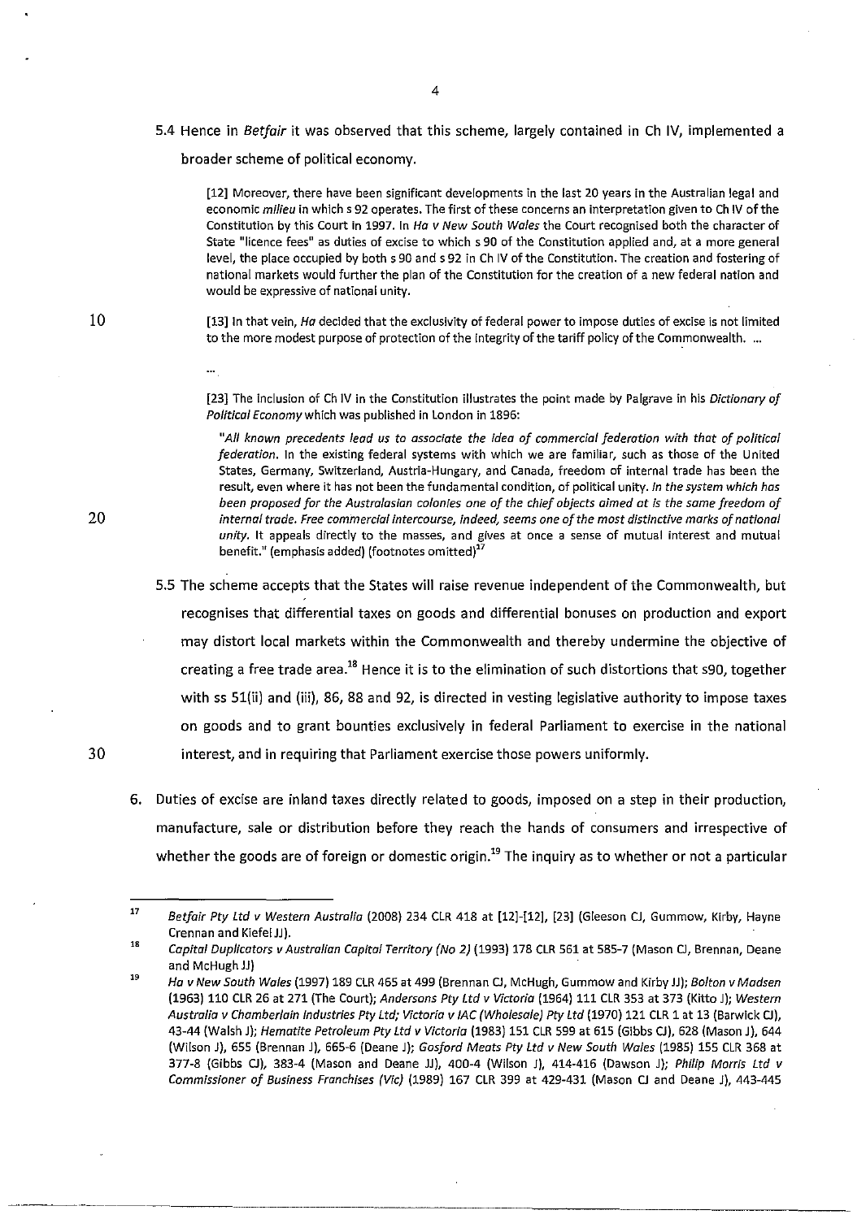5.4 Hence in *Betfair* it was observed that this scheme, largely contained in Ch IV, implemented a broader scheme of political economy.

> [12] Moreover, there have been significant developments in the last 20 years in the Australian legal and economic *milieu* in which s 92 operates. The first of these concerns an interpretation given to Ch IV of the Constitution by this Court in 1997. In *Ha v New South Wales* the Court recognised both the character of State "licence fees" as duties of excise to which s 90 of the Constitution applied and, at a more general level, the place occupied by both s 90 and s 92 in Ch IV of the Constitution. The creation and fostering of national markets would further the plan of the Constitution for the creation of a new federal nation and would be expressive of national unity.
>
> [13] In that vein, *Ha* decided that the exclusivity of federal power to impose duties of excise is not limited to the more modest purpose of protection of the integrity of the tariff policy of the Commonwealth. ...
>
> ...
>
> [23] The inclusion of Ch IV in the Constitution illustrates the point made by Palgrave in his *Dictionary of Political Economy* which was published in London in 1896:
>
> > "*All known precedents lead us to associate the idea of commercial federation with that of political federation*. In the existing federal systems with which we are familiar, such as those of the United States, Germany, Switzerland, Austria-Hungary, and Canada, freedom of internal trade has been the result, even where it has not been the fundamental condition, of political unity. *In the system which has been proposed for the Australasian colonies one of the chief objects aimed at is the same freedom of internal trade. Free commercial intercourse, indeed, seems one of the most distinctive marks of national unity.* It appeals directly to the masses, and gives at once a sense of mutual interest and mutual benefit." (emphasis added) (footnotes omitted)[17]

5.5 The scheme accepts that the States will raise revenue independent of the Commonwealth, but recognises that differential taxes on goods and differential bonuses on production and export may distort local markets within the Commonwealth and thereby undermine the objective of creating a free trade area.[18] Hence it is to the elimination of such distortions that s90, together with ss 51(ii) and (iii), 86, 88 and 92, is directed in vesting legislative authority to impose taxes on goods and to grant bounties exclusively in federal Parliament to exercise in the national interest, and in requiring that Parliament exercise those powers uniformly.

6. Duties of excise are inland taxes directly related to goods, imposed on a step in their production, manufacture, sale or distribution before they reach the hands of consumers and irrespective of whether the goods are of foreign or domestic origin.[19] The inquiry as to whether or not a particular

---

[17] *Betfair Pty Ltd v Western Australia* (2008) 234 CLR 418 at [12]-[12], [23] (Gleeson CJ, Gummow, Kirby, Hayne Crennan and Kiefel JJ).

[18] *Capital Duplicators v Australian Capital Territory (No 2)* (1993) 178 CLR 561 at 585-7 (Mason CJ, Brennan, Deane and McHugh JJ)

[19] *Ha v New South Wales* (1997) 189 CLR 465 at 499 (Brennan CJ, McHugh, Gummow and Kirby JJ); *Bolton v Madsen* (1963) 110 CLR 26 at 271 (The Court); *Andersons Pty Ltd v Victoria* (1964) 111 CLR 353 at 373 (Kitto J); *Western Australia v Chamberlain Industries Pty Ltd; Victoria v IAC (Wholesale) Pty Ltd* (1970) 121 CLR 1 at 13 (Barwick CJ), 43-44 (Walsh J); *Hematite Petroleum Pty Ltd v Victoria* (1983) 151 CLR 599 at 615 (Gibbs CJ), 628 (Mason J), 644 (Wilson J), 655 (Brennan J), 665-6 (Deane J); *Gosford Meats Pty Ltd v New South Wales* (1985) 155 CLR 368 at 377-8 (Gibbs CJ), 383-4 (Mason and Deane JJ), 400-4 (Wilson J), 414-416 (Dawson J); *Philip Morris Ltd v Commissioner of Business Franchises (Vic)* (1989) 167 CLR 399 at 429-431 (Mason CJ and Deane J), 443-445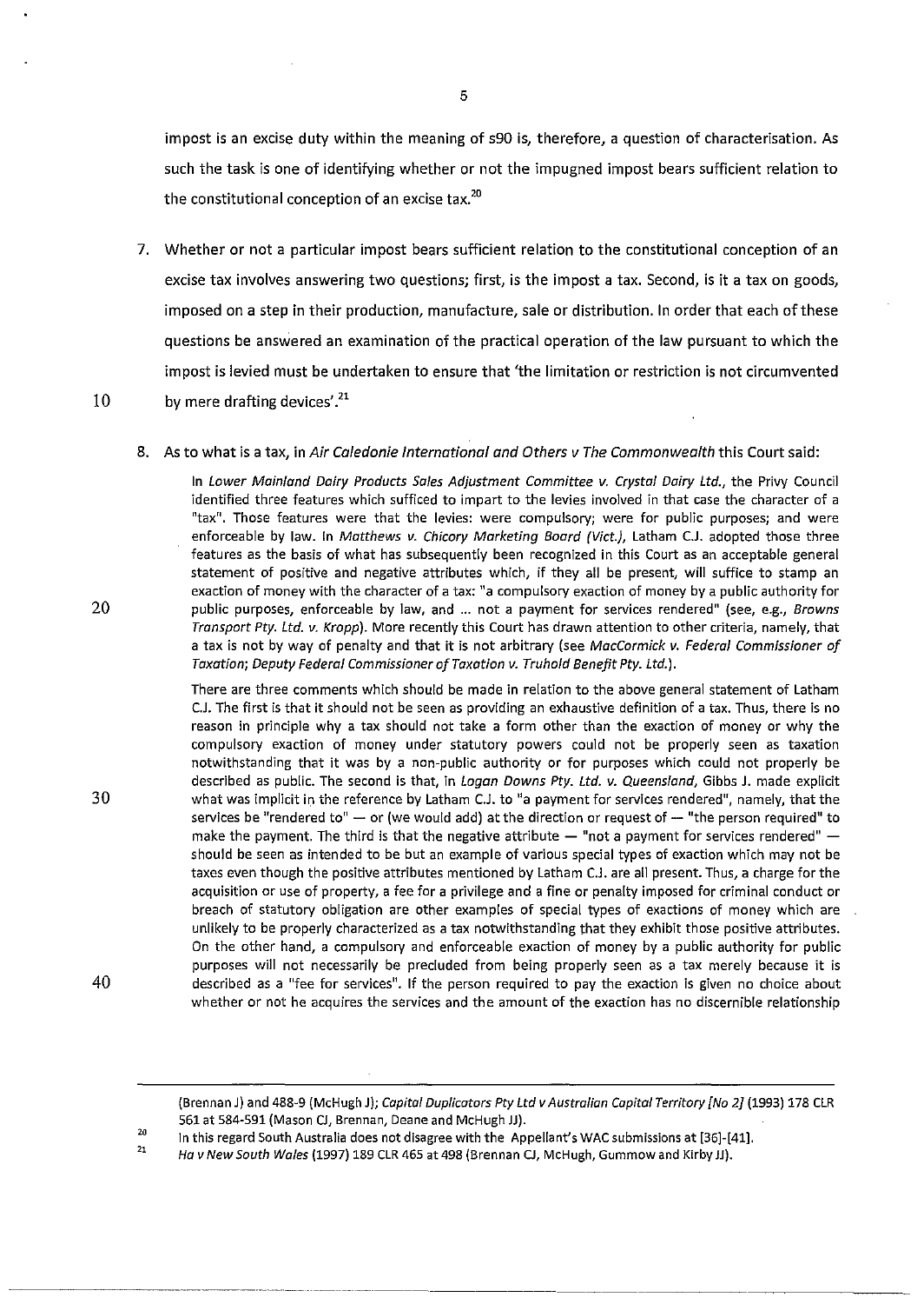impost is an excise duty within the meaning of s90 is, therefore, a question of characterisation. As such the task is one of identifying whether or not the impugned impost bears sufficient relation to the constitutional conception of an excise tax.[20]

7. Whether or not a particular impost bears sufficient relation to the constitutional conception of an excise tax involves answering two questions; first, is the impost a tax. Second, is it a tax on goods, imposed on a step in their production, manufacture, sale or distribution. In order that each of these questions be answered an examination of the practical operation of the law pursuant to which the impost is levied must be undertaken to ensure that 'the limitation or restriction is not circumvented by mere drafting devices'.[21]

8. As to what is a tax, in *Air Caledonie International and Others v The Commonwealth* this Court said:

> In *Lower Mainland Dairy Products Sales Adjustment Committee v. Crystal Dairy Ltd.*, the Privy Council identified three features which sufficed to impart to the levies involved in that case the character of a "tax". Those features were that the levies: were compulsory; were for public purposes; and were enforceable by law. In *Matthews v. Chicory Marketing Board (Vict.)*, Latham C.J. adopted those three features as the basis of what has subsequently been recognized in this Court as an acceptable general statement of positive and negative attributes which, if they all be present, will suffice to stamp an exaction of money with the character of a tax: "a compulsory exaction of money by a public authority for public purposes, enforceable by law, and ... not a payment for services rendered" (see, e.g., *Browns Transport Pty. Ltd. v. Kropp*). More recently this Court has drawn attention to other criteria, namely, that a tax is not by way of penalty and that it is not arbitrary (see *MacCormick v. Federal Commissioner of Taxation*; *Deputy Federal Commissioner of Taxation v. Truhold Benefit Pty. Ltd.*).
>
> There are three comments which should be made in relation to the above general statement of Latham C.J. The first is that it should not be seen as providing an exhaustive definition of a tax. Thus, there is no reason in principle why a tax should not take a form other than the exaction of money or why the compulsory exaction of money under statutory powers could not be properly seen as taxation notwithstanding that it was by a non-public authority or for purposes which could not properly be described as public. The second is that, in *Logan Downs Pty. Ltd. v. Queensland*, Gibbs J. made explicit what was implicit in the reference by Latham C.J. to "a payment for services rendered", namely, that the services be "rendered to" — or (we would add) at the direction or request of — "the person required" to make the payment. The third is that the negative attribute — "not a payment for services rendered" — should be seen as intended to be but an example of various special types of exaction which may not be taxes even though the positive attributes mentioned by Latham C.J. are all present. Thus, a charge for the acquisition or use of property, a fee for a privilege and a fine or penalty imposed for criminal conduct or breach of statutory obligation are other examples of special types of exactions of money which are unlikely to be properly characterized as a tax notwithstanding that they exhibit those positive attributes. On the other hand, a compulsory and enforceable exaction of money by a public authority for public purposes will not necessarily be precluded from being properly seen as a tax merely because it is described as a "fee for services". If the person required to pay the exaction is given no choice about whether or not he acquires the services and the amount of the exaction has no discernible relationship

---

(Brennan J) and 488-9 (McHugh J); *Capital Duplicators Pty Ltd v Australian Capital Territory [No 2]* (1993) 178 CLR 561 at 584-591 (Mason CJ, Brennan, Deane and McHugh JJ).

[20] In this regard South Australia does not disagree with the Appellant's WAC submissions at [36]-[41].

[21] *Ha v New South Wales* (1997) 189 CLR 465 at 498 (Brennan CJ, McHugh, Gummow and Kirby JJ).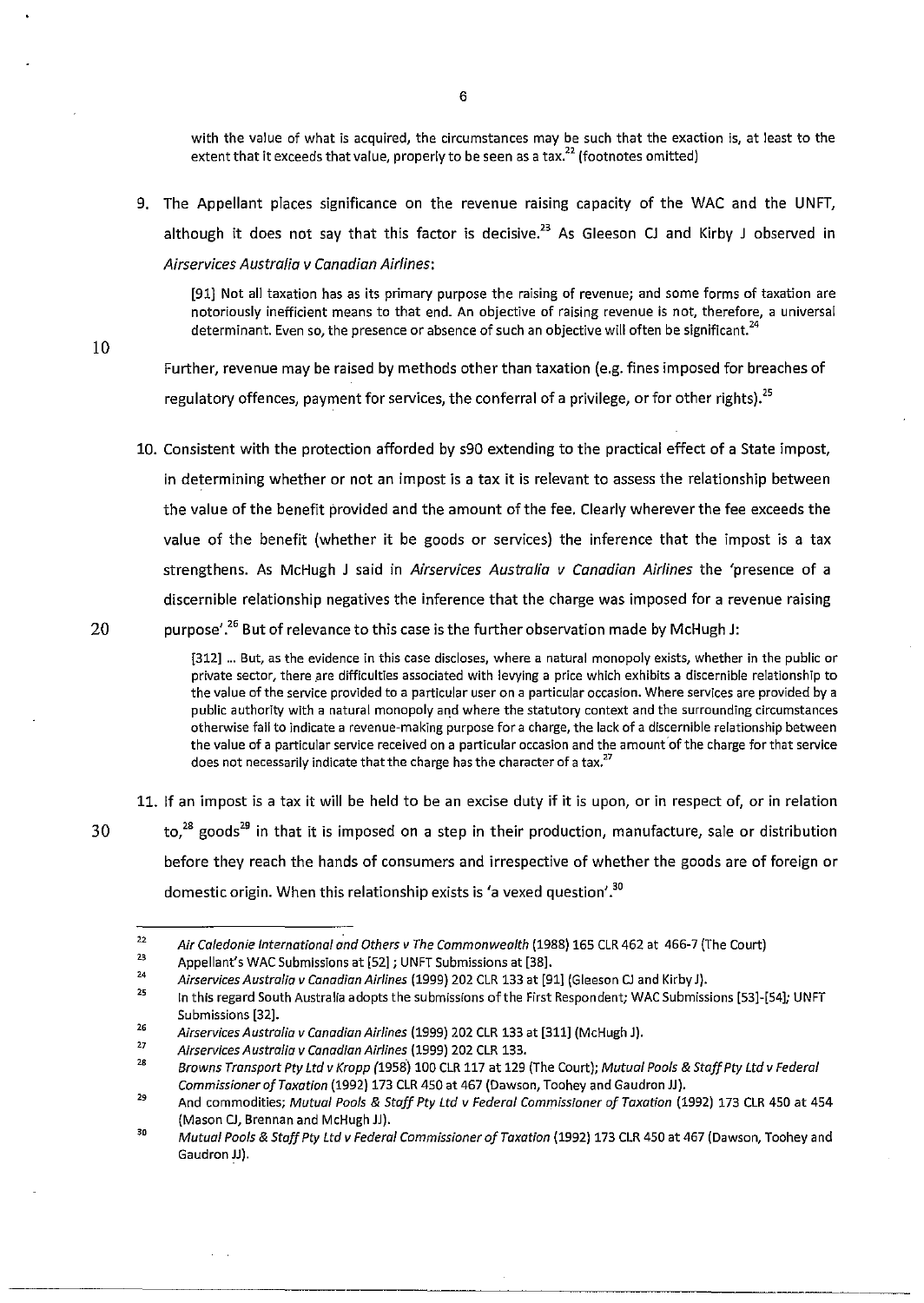> with the value of what is acquired, the circumstances may be such that the exaction is, at least to the extent that it exceeds that value, properly to be seen as a tax.[22] (footnotes omitted)

9. The Appellant places significance on the revenue raising capacity of the WAC and the UNFT, although it does not say that this factor is decisive.[23] As Gleeson CJ and Kirby J observed in *Airservices Australia v Canadian Airlines*:

> [91] Not all taxation has as its primary purpose the raising of revenue; and some forms of taxation are notoriously inefficient means to that end. An objective of raising revenue is not, therefore, a universal determinant. Even so, the presence or absence of such an objective will often be significant.[24]

Further, revenue may be raised by methods other than taxation (e.g. fines imposed for breaches of regulatory offences, payment for services, the conferral of a privilege, or for other rights).[25]

10. Consistent with the protection afforded by s90 extending to the practical effect of a State impost, in determining whether or not an impost is a tax it is relevant to assess the relationship between the value of the benefit provided and the amount of the fee. Clearly wherever the fee exceeds the value of the benefit (whether it be goods or services) the inference that the impost is a tax strengthens. As McHugh J said in *Airservices Australia v Canadian Airlines* the 'presence of a discernible relationship negatives the inference that the charge was imposed for a revenue raising purpose'.[26] But of relevance to this case is the further observation made by McHugh J:

> [312] ... But, as the evidence in this case discloses, where a natural monopoly exists, whether in the public or private sector, there are difficulties associated with levying a price which exhibits a discernible relationship to the value of the service provided to a particular user on a particular occasion. Where services are provided by a public authority with a natural monopoly and where the statutory context and the surrounding circumstances otherwise fail to indicate a revenue-making purpose for a charge, the lack of a discernible relationship between the value of a particular service received on a particular occasion and the amount of the charge for that service does not necessarily indicate that the charge has the character of a tax.[27]

11. If an impost is a tax it will be held to be an excise duty if it is upon, or in respect of, or in relation to,[28] goods[29] in that it is imposed on a step in their production, manufacture, sale or distribution before they reach the hands of consumers and irrespective of whether the goods are of foreign or domestic origin. When this relationship exists is 'a vexed question'.[30]

---

[22] *Air Caledonie International and Others v The Commonwealth* (1988) 165 CLR 462 at 466-7 (The Court)

[23] Appellant's WAC Submissions at [52] ; UNFT Submissions at [38].

[24] *Airservices Australia v Canadian Airlines* (1999) 202 CLR 133 at [91] (Gleeson CJ and Kirby J).

[25] In this regard South Australia adopts the submissions of the First Respondent; WAC Submissions [53]-[54]; UNFT Submissions [32].

[26] *Airservices Australia v Canadian Airlines* (1999) 202 CLR 133 at [311] (McHugh J).

[27] *Airservices Australia v Canadian Airlines* (1999) 202 CLR 133.

[28] *Browns Transport Pty Ltd v Kropp (*1958) 100 CLR 117 at 129 (The Court); *Mutual Pools & Staff Pty Ltd v Federal Commissioner of Taxation* (1992) 173 CLR 450 at 467 (Dawson, Toohey and Gaudron JJ).

[29] And commodities; *Mutual Pools & Staff Pty Ltd v Federal Commissioner of Taxation* (1992) 173 CLR 450 at 454 (Mason CJ, Brennan and McHugh JJ).

[30] *Mutual Pools & Staff Pty Ltd v Federal Commissioner of Taxation* (1992) 173 CLR 450 at 467 (Dawson, Toohey and Gaudron JJ).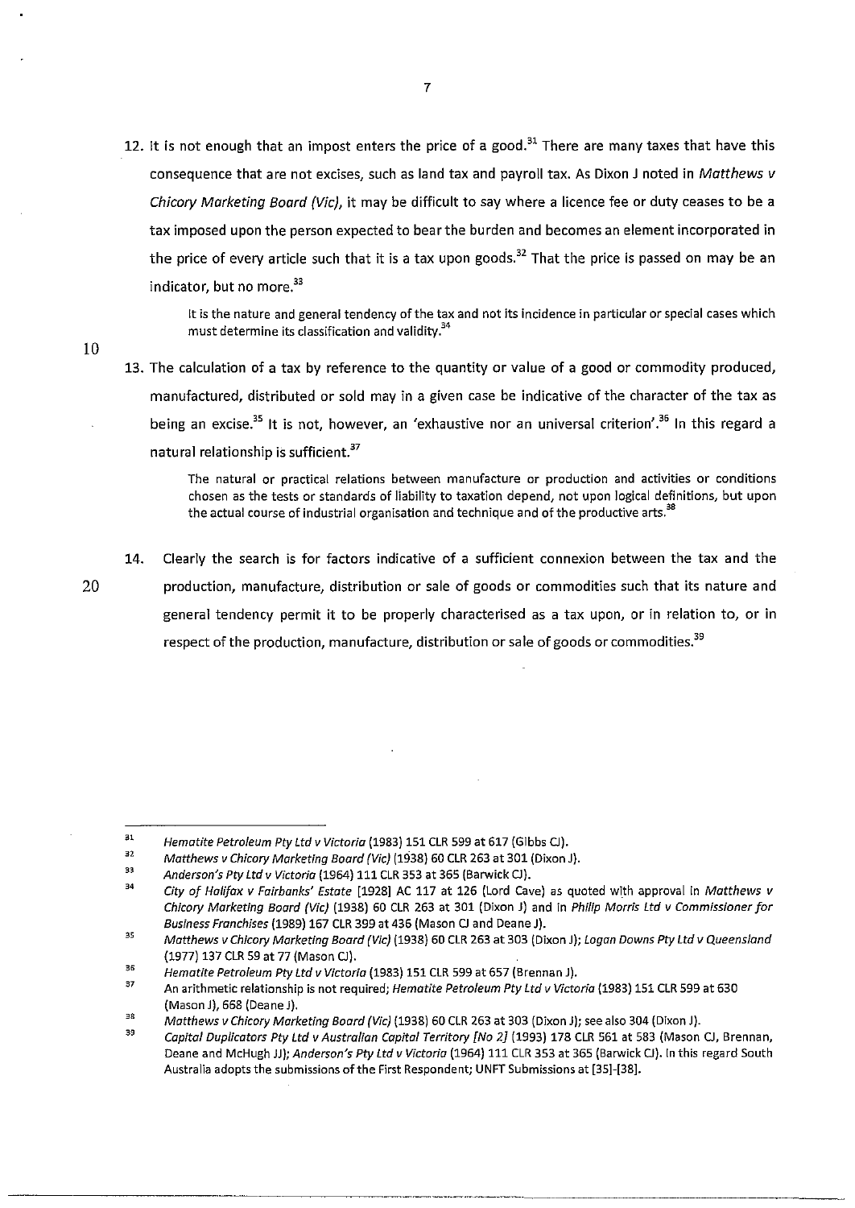12. It is not enough that an impost enters the price of a good.[31] There are many taxes that have this consequence that are not excises, such as land tax and payroll tax. As Dixon J noted in *Matthews v Chicory Marketing Board (Vic)*, it may be difficult to say where a licence fee or duty ceases to be a tax imposed upon the person expected to bear the burden and becomes an element incorporated in the price of every article such that it is a tax upon goods.[32] That the price is passed on may be an indicator, but no more.[33]

> It is the nature and general tendency of the tax and not its incidence in particular or special cases which must determine its classification and validity.[34]

13. The calculation of a tax by reference to the quantity or value of a good or commodity produced, manufactured, distributed or sold may in a given case be indicative of the character of the tax as being an excise.[35] It is not, however, an 'exhaustive nor an universal criterion'.[36] In this regard a natural relationship is sufficient.[37]

> The natural or practical relations between manufacture or production and activities or conditions chosen as the tests or standards of liability to taxation depend, not upon logical definitions, but upon the actual course of industrial organisation and technique and of the productive arts.[38]

14. Clearly the search is for factors indicative of a sufficient connexion between the tax and the production, manufacture, distribution or sale of goods or commodities such that its nature and general tendency permit it to be properly characterised as a tax upon, or in relation to, or in respect of the production, manufacture, distribution or sale of goods or commodities.[39]

---

[31] *Hematite Petroleum Pty Ltd v Victoria* (1983) 151 CLR 599 at 617 (Gibbs CJ).

[32] *Matthews v Chicory Marketing Board (Vic)* (1938) 60 CLR 263 at 301 (Dixon J).

[33] *Anderson's Pty Ltd v Victoria* (1964) 111 CLR 353 at 365 (Barwick CJ).

[34] *City of Halifax v Fairbanks' Estate* [1928] AC 117 at 126 (Lord Cave) as quoted with approval in *Matthews v Chicory Marketing Board (Vic)* (1938) 60 CLR 263 at 301 (Dixon J) and in *Philip Morris Ltd v Commissioner for Business Franchises* (1989) 167 CLR 399 at 436 (Mason CJ and Deane J).

[35] *Matthews v Chicory Marketing Board (Vic)* (1938) 60 CLR 263 at 303 (Dixon J); *Logan Downs Pty Ltd v Queensland* (1977) 137 CLR 59 at 77 (Mason CJ).

[36] *Hematite Petroleum Pty Ltd v Victoria* (1983) 151 CLR 599 at 657 (Brennan J).

[37] An arithmetic relationship is not required; *Hematite Petroleum Pty Ltd v Victoria* (1983) 151 CLR 599 at 630 (Mason J), 668 (Deane J).

[38] *Matthews v Chicory Marketing Board (Vic)* (1938) 60 CLR 263 at 303 (Dixon J); see also 304 (Dixon J).

[39] *Capital Duplicators Pty Ltd v Australian Capital Territory [No 2]* (1993) 178 CLR 561 at 583 (Mason CJ, Brennan, Deane and McHugh JJ); *Anderson's Pty Ltd v Victoria* (1964) 111 CLR 353 at 365 (Barwick CJ). In this regard South Australia adopts the submissions of the First Respondent; UNFT Submissions at [35]-[38].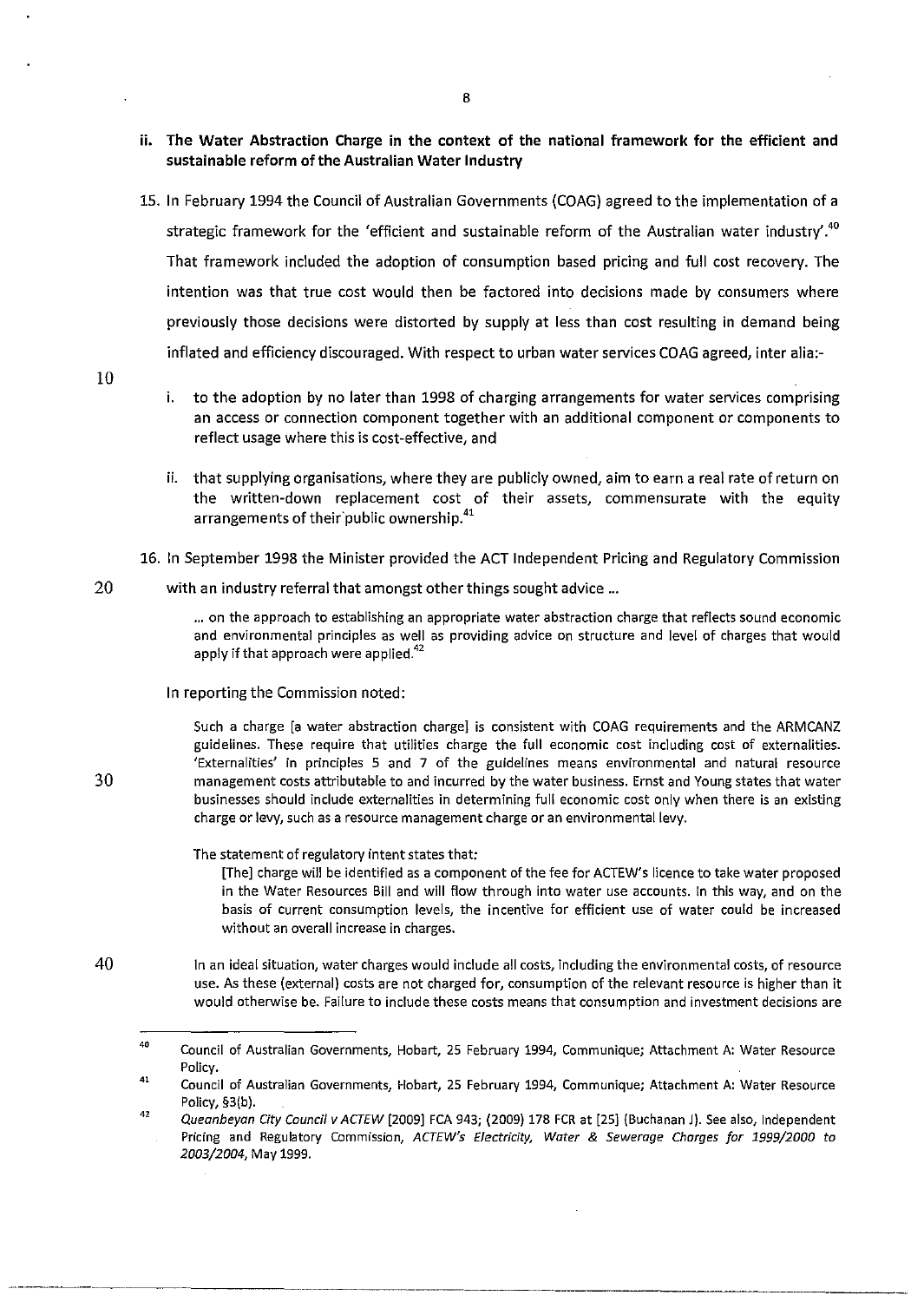**ii. The Water Abstraction Charge in the context of the national framework for the efficient and sustainable reform of the Australian Water Industry**

15. In February 1994 the Council of Australian Governments (COAG) agreed to the implementation of a strategic framework for the 'efficient and sustainable reform of the Australian water industry'.[40] That framework included the adoption of consumption based pricing and full cost recovery. The intention was that true cost would then be factored into decisions made by consumers where previously those decisions were distorted by supply at less than cost resulting in demand being inflated and efficiency discouraged. With respect to urban water services COAG agreed, inter alia:-

    i. to the adoption by no later than 1998 of charging arrangements for water services comprising an access or connection component together with an additional component or components to reflect usage where this is cost-effective, and

    ii. that supplying organisations, where they are publicly owned, aim to earn a real rate of return on the written-down replacement cost of their assets, commensurate with the equity arrangements of their public ownership.[41]

16. In September 1998 the Minister provided the ACT Independent Pricing and Regulatory Commission with an industry referral that amongst other things sought advice ...

    > ... on the approach to establishing an appropriate water abstraction charge that reflects sound economic and environmental principles as well as providing advice on structure and level of charges that would apply if that approach were applied.[42]

    In reporting the Commission noted:

    > Such a charge [a water abstraction charge] is consistent with COAG requirements and the ARMCANZ guidelines. These require that utilities charge the full economic cost including cost of externalities. 'Externalities' in principles 5 and 7 of the guidelines means environmental and natural resource management costs attributable to and incurred by the water business. Ernst and Young states that water businesses should include externalities in determining full economic cost only when there is an existing charge or levy, such as a resource management charge or an environmental levy.
    >
    > The statement of regulatory intent states that:
    >
    > > [The] charge will be identified as a component of the fee for ACTEW's licence to take water proposed in the Water Resources Bill and will flow through into water use accounts. In this way, and on the basis of current consumption levels, the incentive for efficient use of water could be increased without an overall increase in charges.
    >
    > In an ideal situation, water charges would include all costs, including the environmental costs, of resource use. As these (external) costs are not charged for, consumption of the relevant resource is higher than it would otherwise be. Failure to include these costs means that consumption and investment decisions are

---

[40] Council of Australian Governments, Hobart, 25 February 1994, Communique; Attachment A: Water Resource Policy.

[41] Council of Australian Governments, Hobart, 25 February 1994, Communique; Attachment A: Water Resource Policy, §3(b).

[42] *Queanbeyan City Council v ACTEW* [2009] FCA 943; (2009) 178 FCR at [25] (Buchanan J). See also, Independent Pricing and Regulatory Commission, *ACTEW's Electricity, Water & Sewerage Charges for 1999/2000 to 2003/2004*, May 1999.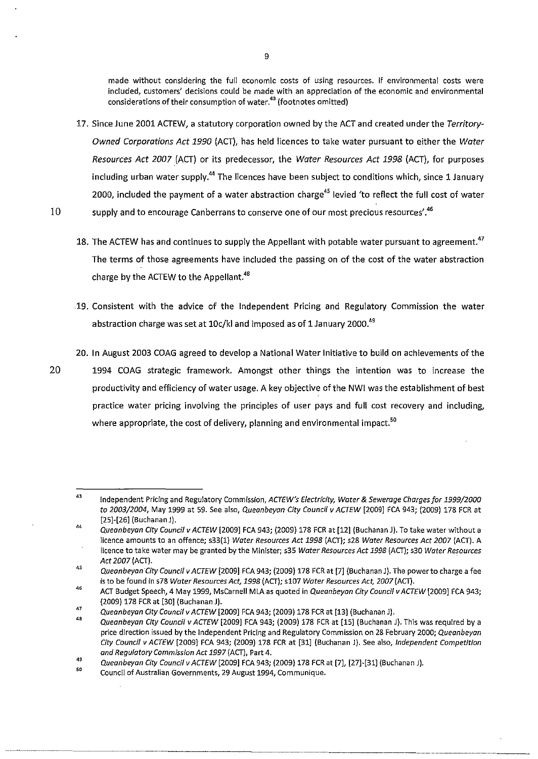made without considering the full economic costs of using resources. If environmental costs were included, customers' decisions could be made with an appreciation of the economic and environmental considerations of their consumption of water.[43] (footnotes omitted)

17. Since June 2001 ACTEW, a statutory corporation owned by the ACT and created under the *Territory-Owned Corporations Act 1990* (ACT), has held licences to take water pursuant to either the *Water Resources Act 2007* (ACT) or its predecessor, the *Water Resources Act 1998* (ACT), for purposes including urban water supply.[44] The licences have been subject to conditions which, since 1 January 2000, included the payment of a water abstraction charge[45] levied 'to reflect the full cost of water supply and to encourage Canberrans to conserve one of our most precious resources'.[46]

18. The ACTEW has and continues to supply the Appellant with potable water pursuant to agreement.[47] The terms of those agreements have included the passing on of the cost of the water abstraction charge by the ACTEW to the Appellant.[48]

19. Consistent with the advice of the Independent Pricing and Regulatory Commission the water abstraction charge was set at 10c/kl and imposed as of 1 January 2000.[49]

20. In August 2003 COAG agreed to develop a National Water Initiative to build on achievements of the 1994 COAG strategic framework. Amongst other things the intention was to increase the productivity and efficiency of water usage. A key objective of the NWI was the establishment of best practice water pricing involving the principles of user pays and full cost recovery and including, where appropriate, the cost of delivery, planning and environmental impact.[50]

---

[43] Independent Pricing and Regulatory Commission, *ACTEW's Electricity, Water & Sewerage Charges for 1999/2000 to 2003/2004*, May 1999 at 59. See also, *Queanbeyan City Council v ACTEW* [2009] FCA 943; (2009) 178 FCR at [25]-[26] (Buchanan J).

[44] *Queanbeyan City Council v ACTEW* [2009] FCA 943; (2009) 178 FCR at [12] (Buchanan J). To take water without a licence amounts to an offence; s33(1) *Water Resources Act 1998* (ACT); s28 *Water Resources Act 2007* (ACT). A licence to take water may be granted by the Minister; s35 *Water Resources Act 1998* (ACT); s30 *Water Resources Act 2007* (ACT).

[45] *Queanbeyan City Council v ACTEW* [2009] FCA 943; (2009) 178 FCR at [7] (Buchanan J). The power to charge a fee is to be found in s78 *Water Resources Act, 1998* (ACT); s107 *Water Resources Act, 2007* (ACT).

[46] ACT Budget Speech, 4 May 1999, MsCarnell MLA as quoted in *Queanbeyan City Council v ACTEW* [2009] FCA 943; (2009) 178 FCR at [30] (Buchanan J).

[47] *Queanbeyan City Council v ACTEW* [2009] FCA 943; (2009) 178 FCR at [13] (Buchanan J).

[48] *Queanbeyan City Council v ACTEW* [2009] FCA 943; (2009) 178 FCR at [15] (Buchanan J). This was required by a price direction issued by the Independent Pricing and Regulatory Commission on 28 February 2000; *Queanbeyan City Council v ACTEW* [2009] FCA 943; (2009) 178 FCR at [31] (Buchanan J). See also, *Independent Competition and Regulatory Commission Act 1997* (ACT), Part 4.

[49] *Queanbeyan City Council v ACTEW* [2009] FCA 943; (2009) 178 FCR at [7], [27]-[31] (Buchanan J).

[50] Council of Australian Governments, 29 August 1994, Communique.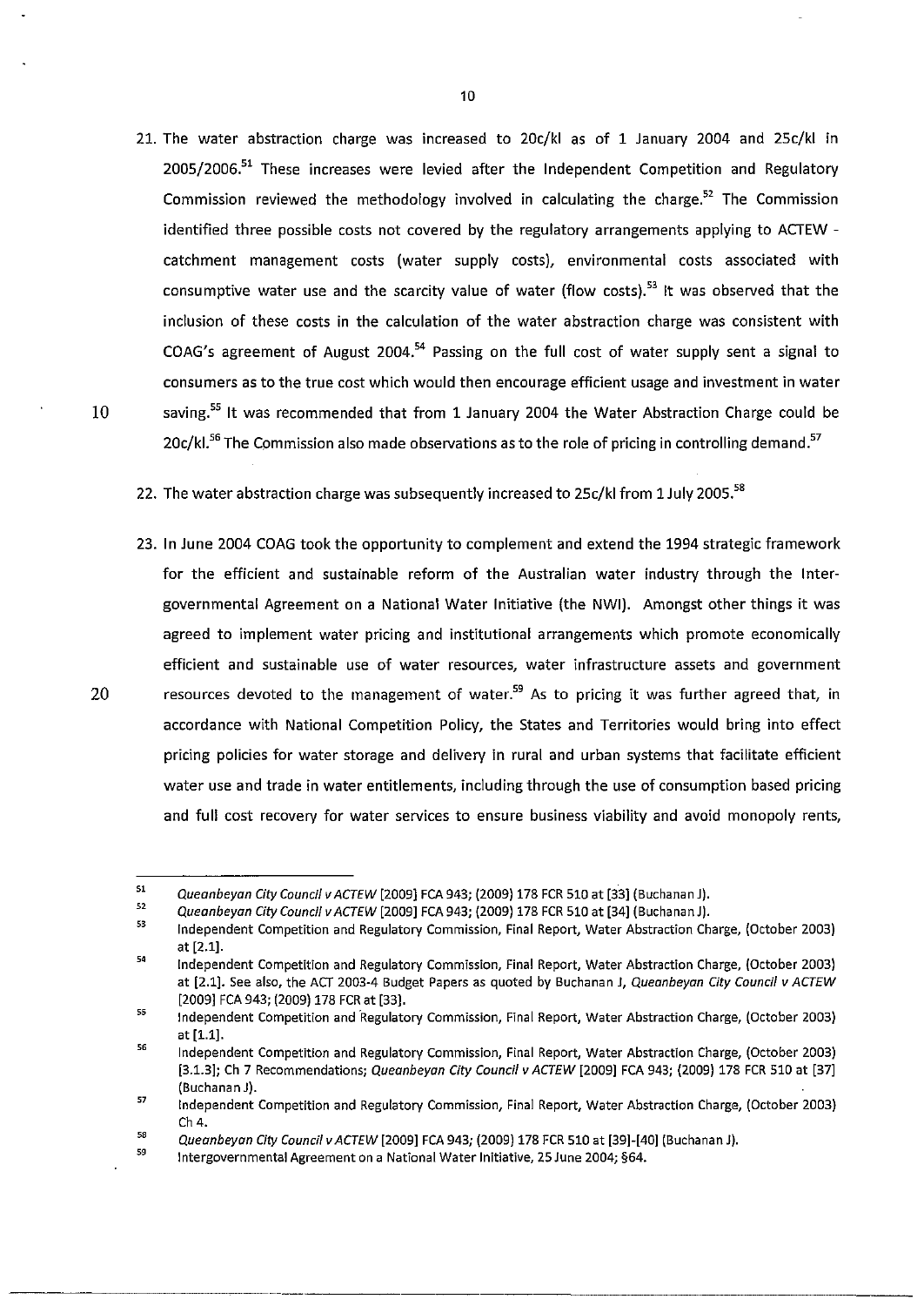21. The water abstraction charge was increased to 20c/kl as of 1 January 2004 and 25c/kl in 2005/2006.[51] These increases were levied after the Independent Competition and Regulatory Commission reviewed the methodology involved in calculating the charge.[52] The Commission identified three possible costs not covered by the regulatory arrangements applying to ACTEW - catchment management costs (water supply costs), environmental costs associated with consumptive water use and the scarcity value of water (flow costs).[53] It was observed that the inclusion of these costs in the calculation of the water abstraction charge was consistent with COAG's agreement of August 2004.[54] Passing on the full cost of water supply sent a signal to consumers as to the true cost which would then encourage efficient usage and investment in water saving.[55] It was recommended that from 1 January 2004 the Water Abstraction Charge could be 20c/kl.[56] The Commission also made observations as to the role of pricing in controlling demand.[57]

22. The water abstraction charge was subsequently increased to 25c/kl from 1 July 2005.[58]

23. In June 2004 COAG took the opportunity to complement and extend the 1994 strategic framework for the efficient and sustainable reform of the Australian water industry through the Intergovernmental Agreement on a National Water Initiative (the NWI). Amongst other things it was agreed to implement water pricing and institutional arrangements which promote economically efficient and sustainable use of water resources, water infrastructure assets and government resources devoted to the management of water.[59] As to pricing it was further agreed that, in accordance with National Competition Policy, the States and Territories would bring into effect pricing policies for water storage and delivery in rural and urban systems that facilitate efficient water use and trade in water entitlements, including through the use of consumption based pricing and full cost recovery for water services to ensure business viability and avoid monopoly rents,

---

[51] *Queanbeyan City Council v ACTEW* [2009] FCA 943; (2009) 178 FCR 510 at [33] (Buchanan J).

[52] *Queanbeyan City Council v ACTEW* [2009] FCA 943; (2009) 178 FCR 510 at [34] (Buchanan J).

[53] Independent Competition and Regulatory Commission, Final Report, Water Abstraction Charge, (October 2003) at [2.1].

[54] Independent Competition and Regulatory Commission, Final Report, Water Abstraction Charge, (October 2003) at [2.1]. See also, the ACT 2003-4 Budget Papers as quoted by Buchanan J, *Queanbeyan City Council v ACTEW* [2009] FCA 943; (2009) 178 FCR at [33].

[55] Independent Competition and Regulatory Commission, Final Report, Water Abstraction Charge, (October 2003) at [1.1].

[56] Independent Competition and Regulatory Commission, Final Report, Water Abstraction Charge, (October 2003) [3.1.3]; Ch 7 Recommendations; *Queanbeyan City Council v ACTEW* [2009] FCA 943; (2009) 178 FCR 510 at [37] (Buchanan J).

[57] Independent Competition and Regulatory Commission, Final Report, Water Abstraction Charge, (October 2003) Ch 4.

[58] *Queanbeyan City Council v ACTEW* [2009] FCA 943; (2009) 178 FCR 510 at [39]-[40] (Buchanan J).

[59] Intergovernmental Agreement on a National Water Initiative, 25 June 2004; §64.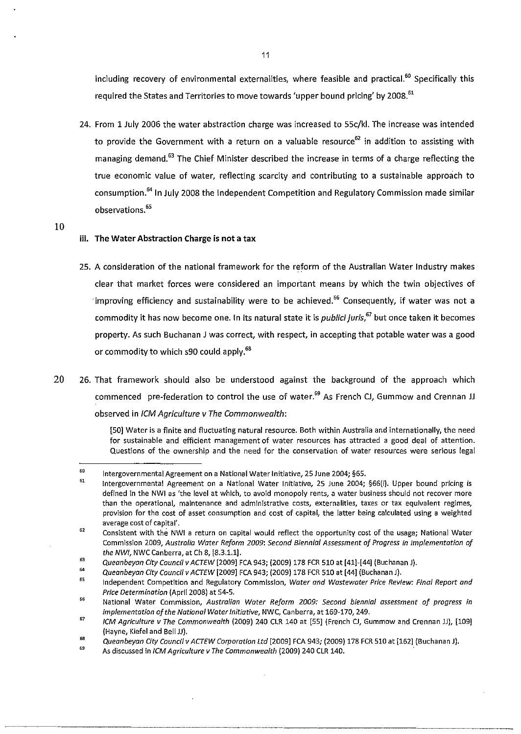including recovery of environmental externalities, where feasible and practical.[60] Specifically this required the States and Territories to move towards 'upper bound pricing' by 2008.[61]

24. From 1 July 2006 the water abstraction charge was increased to 55c/kl. The increase was intended to provide the Government with a return on a valuable resource[62] in addition to assisting with managing demand.[63] The Chief Minister described the increase in terms of a charge reflecting the true economic value of water, reflecting scarcity and contributing to a sustainable approach to consumption.[64] In July 2008 the Independent Competition and Regulatory Commission made similar observations.[65]

**iii. The Water Abstraction Charge is not a tax**

25. A consideration of the national framework for the reform of the Australian Water Industry makes clear that market forces were considered an important means by which the twin objectives of improving efficiency and sustainability were to be achieved.[66] Consequently, if water was not a commodity it has now become one. In its natural state it is *publici juris*,[67] but once taken it becomes property. As such Buchanan J was correct, with respect, in accepting that potable water was a good or commodity to which s90 could apply.[68]

26. That framework should also be understood against the background of the approach which commenced pre-federation to control the use of water.[69] As French CJ, Gummow and Crennan JJ observed in *ICM Agriculture v The Commonwealth*:

> [50] Water is a finite and fluctuating natural resource. Both within Australia and internationally, the need for sustainable and efficient management of water resources has attracted a good deal of attention. Questions of the ownership and the need for the conservation of water resources were serious legal

---

[60] Intergovernmental Agreement on a National Water Initiative, 25 June 2004; §65.

[61] Intergovernmental Agreement on a National Water Initiative, 25 June 2004; §66(i). Upper bound pricing is defined in the NWI as 'the level at which, to avoid monopoly rents, a water business should not recover more than the operational, maintenance and administrative costs, externalities, taxes or tax equivalent regimes, provision for the cost of asset consumption and cost of capital, the latter being calculated using a weighted average cost of capital'.

[62] Consistent with the NWI a return on capital would reflect the opportunity cost of the usage; National Water Commission 2009, *Australia Water Reform 2009: Second Biennial Assessment of Progress in Implementation of the NWI*, NWC Canberra, at Ch 8, [8.3.1.1].

[63] *Queanbeyan City Council v ACTEW* [2009] FCA 943; (2009) 178 FCR 510 at [41]-[44] (Buchanan J).

[64] *Queanbeyan City Council v ACTEW* [2009] FCA 943; (2009) 178 FCR 510 at [44] (Buchanan J).

[65] Independent Competition and Regulatory Commission, *Water and Wastewater Price Review: Final Report and Price Determination* (April 2008) at 54-5.

[66] National Water Commission, *Australian Water Reform 2009: Second biennial assessment of progress in implementation of the National Water Initiative*, NWC, Canberra, at 169-170, 249.

[67] *ICM Agriculture v The Commonwealth* (2009) 240 CLR 140 at [55] (French CJ, Gummow and Crennan JJ), [109] (Hayne, Kiefel and Bell JJ).

[68] *Queanbeyan City Council v ACTEW Corporation Ltd* [2009] FCA 943; (2009) 178 FCR 510 at [162] (Buchanan J).

[69] As discussed in *ICM Agriculture v The Commonwealth* (2009) 240 CLR 140.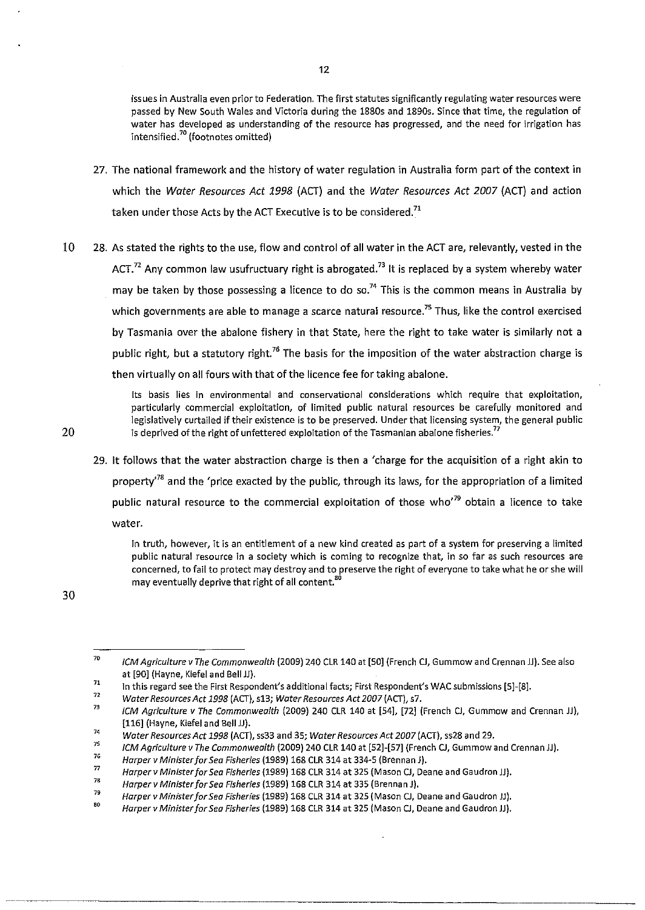issues in Australia even prior to Federation. The first statutes significantly regulating water resources were passed by New South Wales and Victoria during the 1880s and 1890s. Since that time, the regulation of water has developed as understanding of the resource has progressed, and the need for irrigation has intensified.[70] (footnotes omitted)

27. The national framework and the history of water regulation in Australia form part of the context in which the *Water Resources Act 1998* (ACT) and the *Water Resources Act 2007* (ACT) and action taken under those Acts by the ACT Executive is to be considered.[71]

28. As stated the rights to the use, flow and control of all water in the ACT are, relevantly, vested in the ACT.[72] Any common law usufructuary right is abrogated.[73] It is replaced by a system whereby water may be taken by those possessing a licence to do so.[74] This is the common means in Australia by which governments are able to manage a scarce natural resource.[75] Thus, like the control exercised by Tasmania over the abalone fishery in that State, here the right to take water is similarly not a public right, but a statutory right.[76] The basis for the imposition of the water abstraction charge is then virtually on all fours with that of the licence fee for taking abalone.

> Its basis lies in environmental and conservational considerations which require that exploitation, particularly commercial exploitation, of limited public natural resources be carefully monitored and legislatively curtailed if their existence is to be preserved. Under that licensing system, the general public is deprived of the right of unfettered exploitation of the Tasmanian abalone fisheries.[77]

29. It follows that the water abstraction charge is then a 'charge for the acquisition of a right akin to property'[78] and the 'price exacted by the public, through its laws, for the appropriation of a limited public natural resource to the commercial exploitation of those who'[79] obtain a licence to take water.

> In truth, however, it is an entitlement of a new kind created as part of a system for preserving a limited public natural resource in a society which is coming to recognize that, in so far as such resources are concerned, to fail to protect may destroy and to preserve the right of everyone to take what he or she will may eventually deprive that right of all content.[80]

---

[70] *ICM Agriculture v The Commonwealth* (2009) 240 CLR 140 at [50] (French CJ, Gummow and Crennan JJ). See also at [90] (Hayne, Kiefel and Bell JJ).

[71] In this regard see the First Respondent's additional facts; First Respondent's WAC submissions [5]-[8].

[72] *Water Resources Act 1998* (ACT), s13; *Water Resources Act 2007* (ACT), s7.

[73] *ICM Agriculture v The Commonwealth* (2009) 240 CLR 140 at [54], [72] (French CJ, Gummow and Crennan JJ), [116] (Hayne, Kiefel and Bell JJ).

[74] *Water Resources Act 1998* (ACT), ss33 and 35; *Water Resources Act 2007* (ACT), ss28 and 29.

[75] *ICM Agriculture v The Commonwealth* (2009) 240 CLR 140 at [52]-[57] (French CJ, Gummow and Crennan JJ).

[76] *Harper v Minister for Sea Fisheries* (1989) 168 CLR 314 at 334-5 (Brennan J).

[77] *Harper v Minister for Sea Fisheries* (1989) 168 CLR 314 at 325 (Mason CJ, Deane and Gaudron JJ).

[78] *Harper v Minister for Sea Fisheries* (1989) 168 CLR 314 at 335 (Brennan J).

[79] *Harper v Minister for Sea Fisheries* (1989) 168 CLR 314 at 325 (Mason CJ, Deane and Gaudron JJ).

[80] *Harper v Minister for Sea Fisheries* (1989) 168 CLR 314 at 325 (Mason CJ, Deane and Gaudron JJ).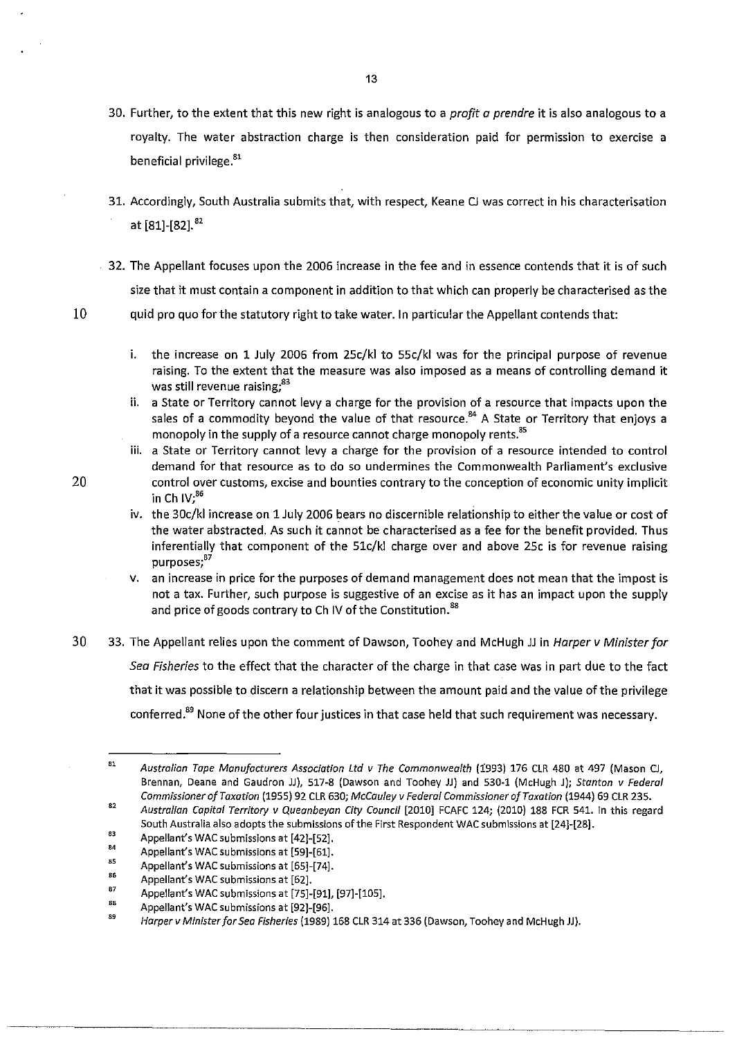30. Further, to the extent that this new right is analogous to a *profit a prendre* it is also analogous to a royalty. The water abstraction charge is then consideration paid for permission to exercise a beneficial privilege.[81]

31. Accordingly, South Australia submits that, with respect, Keane CJ was correct in his characterisation at [81]-[82].[82]

32. The Appellant focuses upon the 2006 increase in the fee and in essence contends that it is of such size that it must contain a component in addition to that which can properly be characterised as the quid pro quo for the statutory right to take water. In particular the Appellant contends that:

    i. the increase on 1 July 2006 from 25c/kl to 55c/kl was for the principal purpose of revenue raising. To the extent that the measure was also imposed as a means of controlling demand it was still revenue raising;[83]

    ii. a State or Territory cannot levy a charge for the provision of a resource that impacts upon the sales of a commodity beyond the value of that resource.[84] A State or Territory that enjoys a monopoly in the supply of a resource cannot charge monopoly rents.[85]

    iii. a State or Territory cannot levy a charge for the provision of a resource intended to control demand for that resource as to do so undermines the Commonwealth Parliament's exclusive control over customs, excise and bounties contrary to the conception of economic unity implicit in Ch IV;[86]

    iv. the 30c/kl increase on 1 July 2006 bears no discernible relationship to either the value or cost of the water abstracted. As such it cannot be characterised as a fee for the benefit provided. Thus inferentially that component of the 51c/kl charge over and above 25c is for revenue raising purposes;[87]

    v. an increase in price for the purposes of demand management does not mean that the impost is not a tax. Further, such purpose is suggestive of an excise as it has an impact upon the supply and price of goods contrary to Ch IV of the Constitution.[88]

33. The Appellant relies upon the comment of Dawson, Toohey and McHugh JJ in *Harper v Minister for Sea Fisheries* to the effect that the character of the charge in that case was in part due to the fact that it was possible to discern a relationship between the amount paid and the value of the privilege conferred.[89] None of the other four justices in that case held that such requirement was necessary.

---

[81] *Australian Tape Manufacturers Association Ltd v The Commonwealth* (1993) 176 CLR 480 at 497 (Mason CJ, Brennan, Deane and Gaudron JJ), 517-8 (Dawson and Toohey JJ) and 530-1 (McHugh J); *Stanton v Federal Commissioner of Taxation* (1955) 92 CLR 630; *McCauley v Federal Commissioner of Taxation* (1944) 69 CLR 235.

[82] *Australian Capital Territory v Queanbeyan City Council* [2010] FCAFC 124; (2010) 188 FCR 541. In this regard South Australia also adopts the submissions of the First Respondent WAC submissions at [24]-[28].

[83] Appellant's WAC submissions at [42]-[52].

[84] Appellant's WAC submissions at [59]-[61].

[85] Appellant's WAC submissions at [65]-[74].

[86] Appellant's WAC submissions at [62].

[87] Appellant's WAC submissions at [75]-[91], [97]-[105].

[88] Appellant's WAC submissions at [92]-[96].

[89] *Harper v Minister for Sea Fisheries* (1989) 168 CLR 314 at 336 (Dawson, Toohey and McHugh JJ).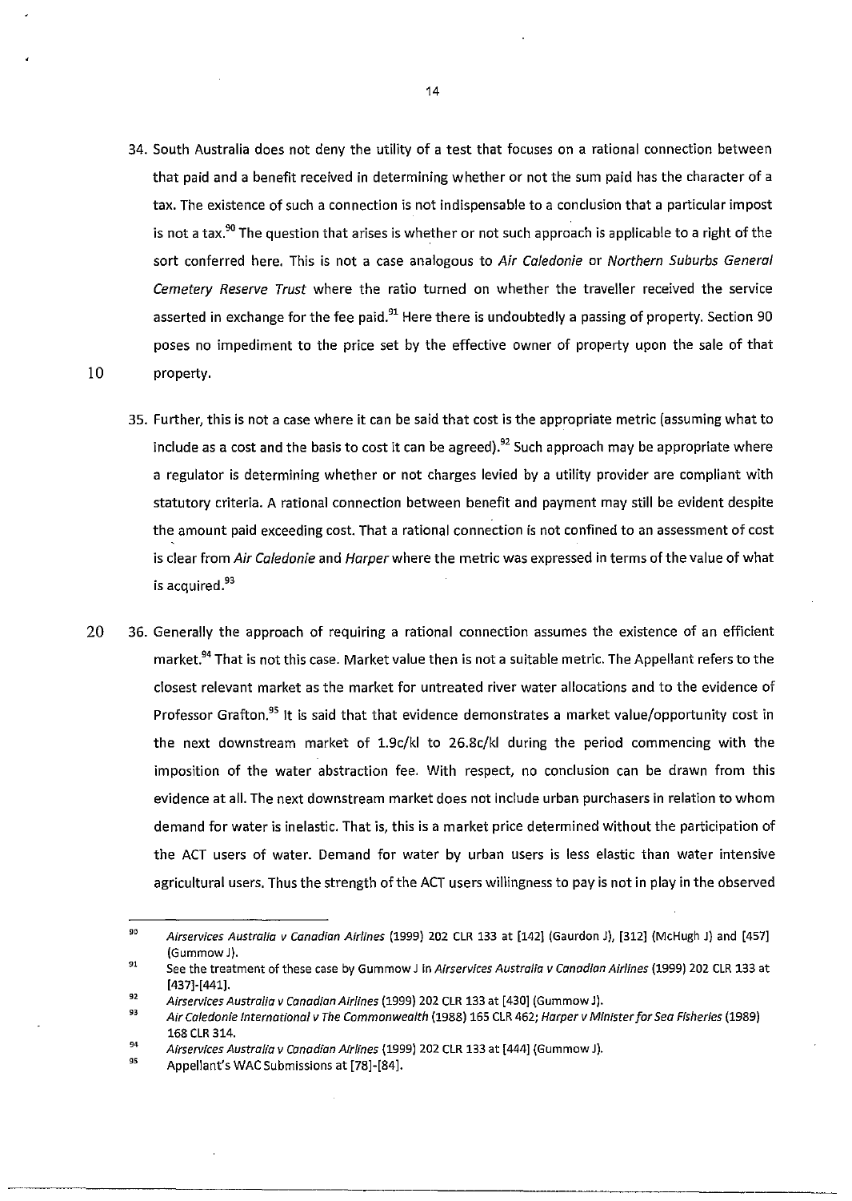34. South Australia does not deny the utility of a test that focuses on a rational connection between that paid and a benefit received in determining whether or not the sum paid has the character of a tax. The existence of such a connection is not indispensable to a conclusion that a particular impost is not a tax.[90] The question that arises is whether or not such approach is applicable to a right of the sort conferred here. This is not a case analogous to *Air Caledonie* or *Northern Suburbs General Cemetery Reserve Trust* where the ratio turned on whether the traveller received the service asserted in exchange for the fee paid.[91] Here there is undoubtedly a passing of property. Section 90 poses no impediment to the price set by the effective owner of property upon the sale of that property.

35. Further, this is not a case where it can be said that cost is the appropriate metric (assuming what to include as a cost and the basis to cost it can be agreed).[92] Such approach may be appropriate where a regulator is determining whether or not charges levied by a utility provider are compliant with statutory criteria. A rational connection between benefit and payment may still be evident despite the amount paid exceeding cost. That a rational connection is not confined to an assessment of cost is clear from *Air Caledonie* and *Harper* where the metric was expressed in terms of the value of what is acquired.[93]

36. Generally the approach of requiring a rational connection assumes the existence of an efficient market.[94] That is not this case. Market value then is not a suitable metric. The Appellant refers to the closest relevant market as the market for untreated river water allocations and to the evidence of Professor Grafton.[95] It is said that that evidence demonstrates a market value/opportunity cost in the next downstream market of 1.9c/kl to 26.8c/kl during the period commencing with the imposition of the water abstraction fee. With respect, no conclusion can be drawn from this evidence at all. The next downstream market does not include urban purchasers in relation to whom demand for water is inelastic. That is, this is a market price determined without the participation of the ACT users of water. Demand for water by urban users is less elastic than water intensive agricultural users. Thus the strength of the ACT users willingness to pay is not in play in the observed

---

[90] *Airservices Australia v Canadian Airlines* (1999) 202 CLR 133 at [142] (Gaurdon J), [312] (McHugh J) and [457] (Gummow J).

[91] See the treatment of these case by Gummow J in *Airservices Australia v Canadian Airlines* (1999) 202 CLR 133 at [437]-[441].

[92] *Airservices Australia v Canadian Airlines* (1999) 202 CLR 133 at [430] (Gummow J).

[93] *Air Caledonie International v The Commonwealth* (1988) 165 CLR 462; *Harper v Minister for Sea Fisheries* (1989) 168 CLR 314.

[94] *Airservices Australia v Canadian Airlines* (1999) 202 CLR 133 at [444] (Gummow J).

[95] Appellant's WAC Submissions at [78]-[84].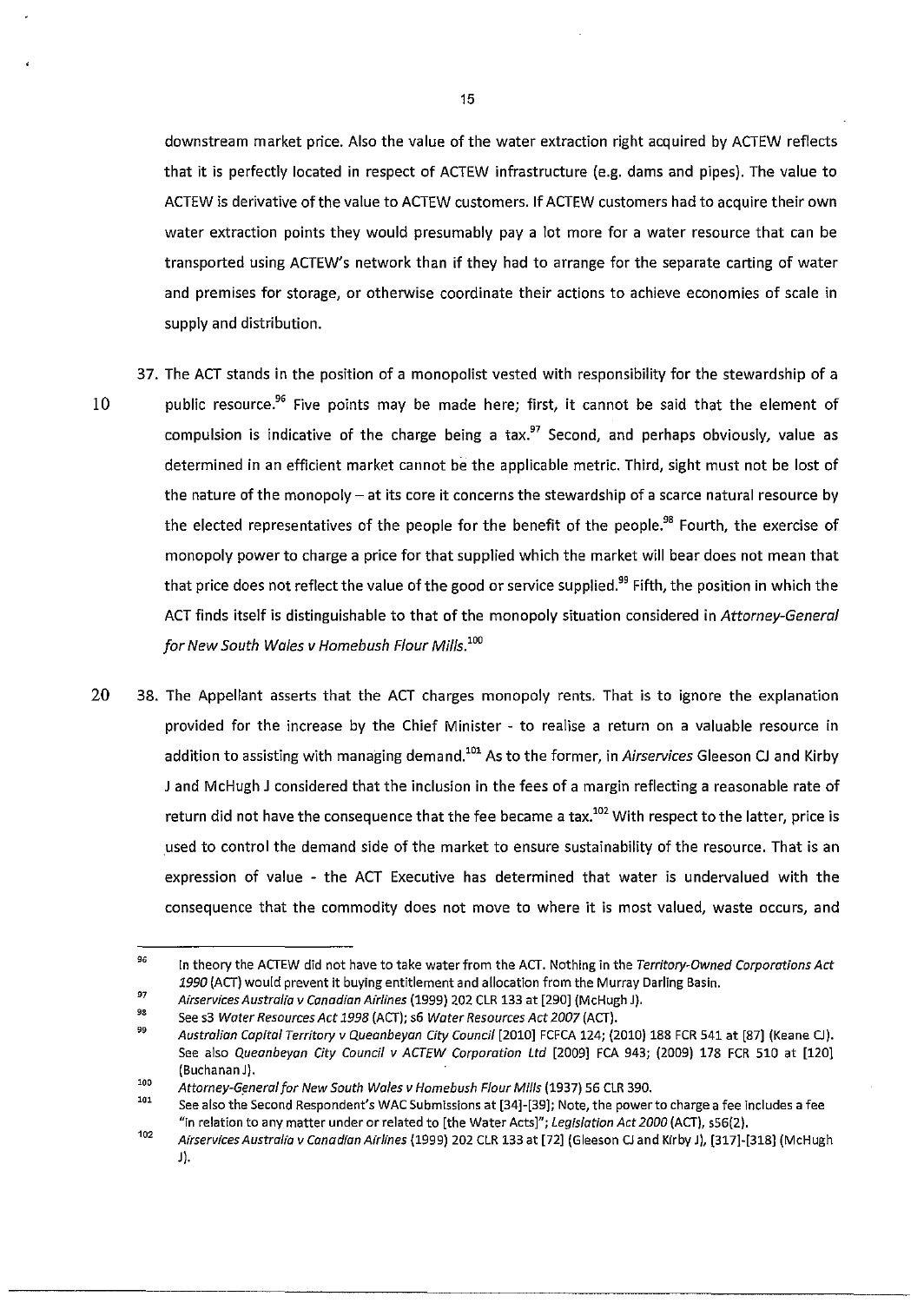downstream market price. Also the value of the water extraction right acquired by ACTEW reflects that it is perfectly located in respect of ACTEW infrastructure (e.g. dams and pipes). The value to ACTEW is derivative of the value to ACTEW customers. If ACTEW customers had to acquire their own water extraction points they would presumably pay a lot more for a water resource that can be transported using ACTEW's network than if they had to arrange for the separate carting of water and premises for storage, or otherwise coordinate their actions to achieve economies of scale in supply and distribution.

37. The ACT stands in the position of a monopolist vested with responsibility for the stewardship of a public resource.[96] Five points may be made here; first, it cannot be said that the element of compulsion is indicative of the charge being a tax.[97] Second, and perhaps obviously, value as determined in an efficient market cannot be the applicable metric. Third, sight must not be lost of the nature of the monopoly – at its core it concerns the stewardship of a scarce natural resource by the elected representatives of the people for the benefit of the people.[98] Fourth, the exercise of monopoly power to charge a price for that supplied which the market will bear does not mean that that price does not reflect the value of the good or service supplied.[99] Fifth, the position in which the ACT finds itself is distinguishable to that of the monopoly situation considered in *Attorney-General for New South Wales v Homebush Flour Mills*.[100]

38. The Appellant asserts that the ACT charges monopoly rents. That is to ignore the explanation provided for the increase by the Chief Minister - to realise a return on a valuable resource in addition to assisting with managing demand.[101] As to the former, in *Airservices* Gleeson CJ and Kirby J and McHugh J considered that the inclusion in the fees of a margin reflecting a reasonable rate of return did not have the consequence that the fee became a tax.[102] With respect to the latter, price is used to control the demand side of the market to ensure sustainability of the resource. That is an expression of value - the ACT Executive has determined that water is undervalued with the consequence that the commodity does not move to where it is most valued, waste occurs, and

---

96 In theory the ACTEW did not have to take water from the ACT. Nothing in the *Territory-Owned Corporations Act 1990* (ACT) would prevent it buying entitlement and allocation from the Murray Darling Basin.

97 *Airservices Australia v Canadian Airlines* (1999) 202 CLR 133 at [290] (McHugh J).

98 See s3 *Water Resources Act 1998* (ACT); s6 *Water Resources Act 2007* (ACT).

99 *Australian Capital Territory v Queanbeyan City Council* [2010] FCFCA 124; (2010) 188 FCR 541 at [87] (Keane CJ). See also *Queanbeyan City Council v ACTEW Corporation Ltd* [2009] FCA 943; (2009) 178 FCR 510 at [120] (Buchanan J).

100 *Attorney-General for New South Wales v Homebush Flour Mills* (1937) 56 CLR 390.

101 See also the Second Respondent's WAC Submissions at [34]-[39]; Note, the power to charge a fee includes a fee "in relation to any matter under or related to [the Water Acts]"; *Legislation Act 2000* (ACT), s56(2).

102 *Airservices Australia v Canadian Airlines* (1999) 202 CLR 133 at [72] (Gleeson CJ and Kirby J), [317]-[318] (McHugh J).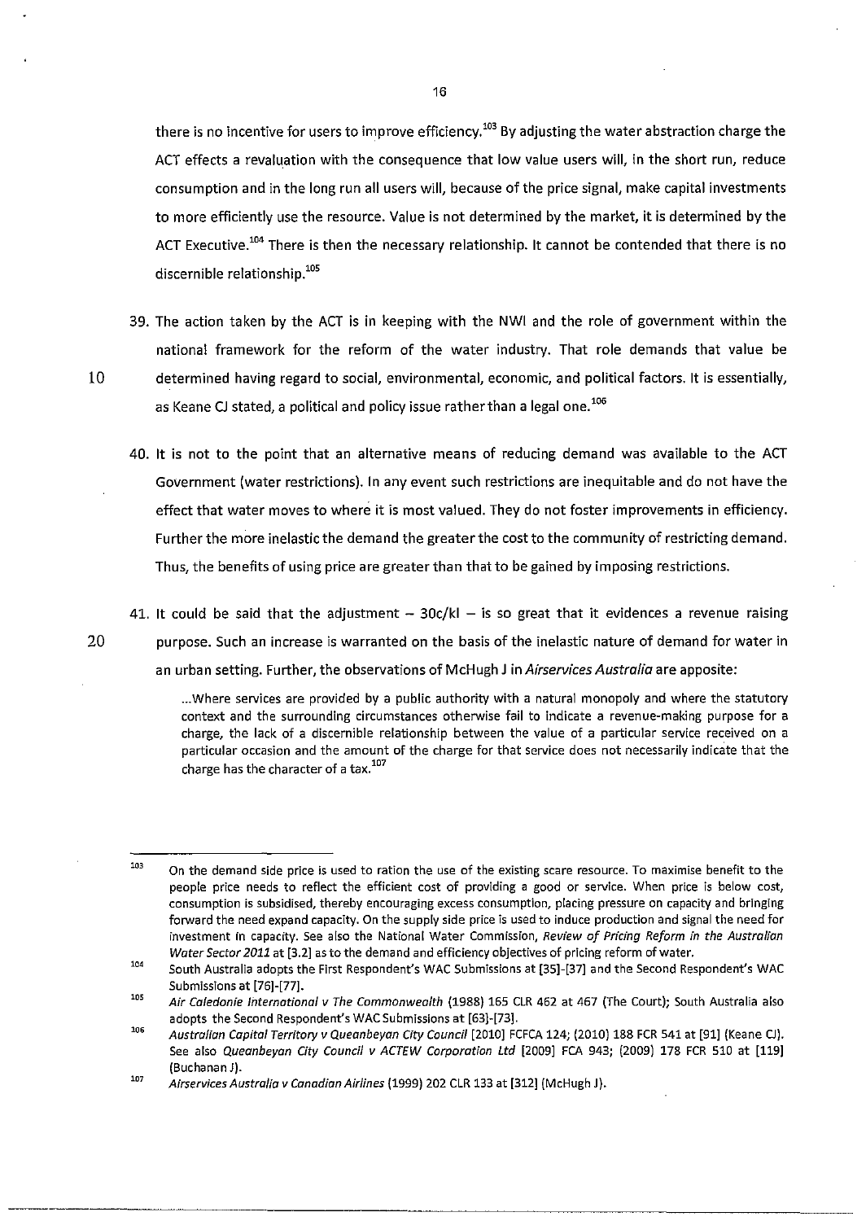there is no incentive for users to improve efficiency.[103] By adjusting the water abstraction charge the ACT effects a revaluation with the consequence that low value users will, in the short run, reduce consumption and in the long run all users will, because of the price signal, make capital investments to more efficiently use the resource. Value is not determined by the market, it is determined by the ACT Executive.[104] There is then the necessary relationship. It cannot be contended that there is no discernible relationship.[105]

39. The action taken by the ACT is in keeping with the NWI and the role of government within the national framework for the reform of the water industry. That role demands that value be determined having regard to social, environmental, economic, and political factors. It is essentially, as Keane CJ stated, a political and policy issue rather than a legal one.[106]

40. It is not to the point that an alternative means of reducing demand was available to the ACT Government (water restrictions). In any event such restrictions are inequitable and do not have the effect that water moves to where it is most valued. They do not foster improvements in efficiency. Further the more inelastic the demand the greater the cost to the community of restricting demand. Thus, the benefits of using price are greater than that to be gained by imposing restrictions.

41. It could be said that the adjustment – 30c/kl – is so great that it evidences a revenue raising purpose. Such an increase is warranted on the basis of the inelastic nature of demand for water in an urban setting. Further, the observations of McHugh J in *Airservices Australia* are apposite:

> ...Where services are provided by a public authority with a natural monopoly and where the statutory context and the surrounding circumstances otherwise fail to indicate a revenue-making purpose for a charge, the lack of a discernible relationship between the value of a particular service received on a particular occasion and the amount of the charge for that service does not necessarily indicate that the charge has the character of a tax.[107]

---

[103] On the demand side price is used to ration the use of the existing scare resource. To maximise benefit to the people price needs to reflect the efficient cost of providing a good or service. When price is below cost, consumption is subsidised, thereby encouraging excess consumption, placing pressure on capacity and bringing forward the need expand capacity. On the supply side price is used to induce production and signal the need for investment in capacity. See also the National Water Commission, *Review of Pricing Reform in the Australian Water Sector 2011* at [3.2] as to the demand and efficiency objectives of pricing reform of water.

[104] South Australia adopts the First Respondent's WAC Submissions at [35]-[37] and the Second Respondent's WAC Submissions at [76]-[77].

[105] *Air Caledonie International v The Commonwealth* (1988) 165 CLR 462 at 467 (The Court); South Australia also adopts the Second Respondent's WAC Submissions at [63]-[73].

[106] *Australian Capital Territory v Queanbeyan City Council* [2010] FCFCA 124; (2010) 188 FCR 541 at [91] (Keane CJ). See also *Queanbeyan City Council v ACTEW Corporation Ltd* [2009] FCA 943; (2009) 178 FCR 510 at [119] (Buchanan J).

[107] *Airservices Australia v Canadian Airlines* (1999) 202 CLR 133 at [312] (McHugh J).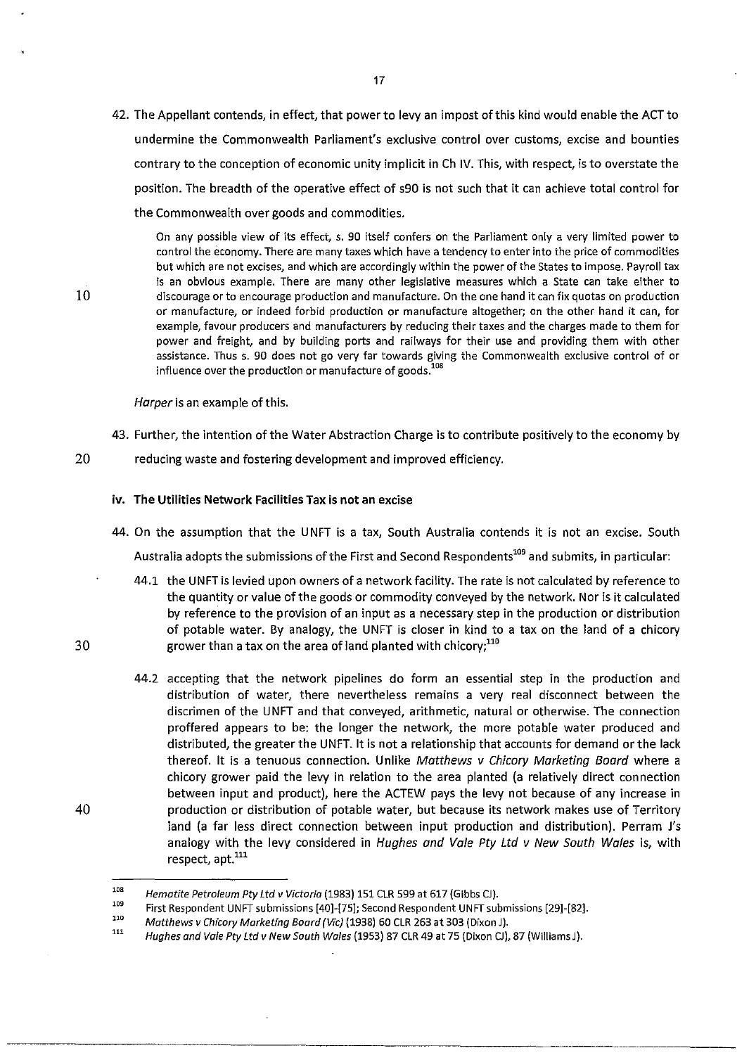42. The Appellant contends, in effect, that power to levy an impost of this kind would enable the ACT to undermine the Commonwealth Parliament's exclusive control over customs, excise and bounties contrary to the conception of economic unity implicit in Ch IV. This, with respect, is to overstate the position. The breadth of the operative effect of s90 is not such that it can achieve total control for the Commonwealth over goods and commodities.

> On any possible view of its effect, s. 90 itself confers on the Parliament only a very limited power to control the economy. There are many taxes which have a tendency to enter into the price of commodities but which are not excises, and which are accordingly within the power of the States to impose. Payroll tax is an obvious example. There are many other legislative measures which a State can take either to discourage or to encourage production and manufacture. On the one hand it can fix quotas on production or manufacture, or indeed forbid production or manufacture altogether; on the other hand it can, for example, favour producers and manufacturers by reducing their taxes and the charges made to them for power and freight, and by building ports and railways for their use and providing them with other assistance. Thus s. 90 does not go very far towards giving the Commonwealth exclusive control of or influence over the production or manufacture of goods.[108]

*Harper* is an example of this.

43. Further, the intention of the Water Abstraction Charge is to contribute positively to the economy by reducing waste and fostering development and improved efficiency.

### iv. The Utilities Network Facilities Tax is not an excise

44. On the assumption that the UNFT is a tax, South Australia contends it is not an excise. South Australia adopts the submissions of the First and Second Respondents[109] and submits, in particular:

    44.1 the UNFT is levied upon owners of a network facility. The rate is not calculated by reference to the quantity or value of the goods or commodity conveyed by the network. Nor is it calculated by reference to the provision of an input as a necessary step in the production or distribution of potable water. By analogy, the UNFT is closer in kind to a tax on the land of a chicory grower than a tax on the area of land planted with chicory;[110]

    44.2 accepting that the network pipelines do form an essential step in the production and distribution of water, there nevertheless remains a very real disconnect between the discrimen of the UNFT and that conveyed, arithmetic, natural or otherwise. The connection proffered appears to be: the longer the network, the more potable water produced and distributed, the greater the UNFT. It is not a relationship that accounts for demand or the lack thereof. It is a tenuous connection. Unlike *Matthews v Chicory Marketing Board* where a chicory grower paid the levy in relation to the area planted (a relatively direct connection between input and product), here the ACTEW pays the levy not because of any increase in production or distribution of potable water, but because its network makes use of Territory land (a far less direct connection between input production and distribution). Perram J's analogy with the levy considered in *Hughes and Vale Pty Ltd v New South Wales* is, with respect, apt.[111]

---

[108] *Hematite Petroleum Pty Ltd v Victoria* (1983) 151 CLR 599 at 617 (Gibbs CJ).

[109] First Respondent UNFT submissions [40]-[75]; Second Respondent UNFT submissions [29]-[82].

[110] *Matthews v Chicory Marketing Board (Vic)* (1938) 60 CLR 263 at 303 (Dixon J).

[111] *Hughes and Vale Pty Ltd v New South Wales* (1953) 87 CLR 49 at 75 (Dixon CJ), 87 (Williams J).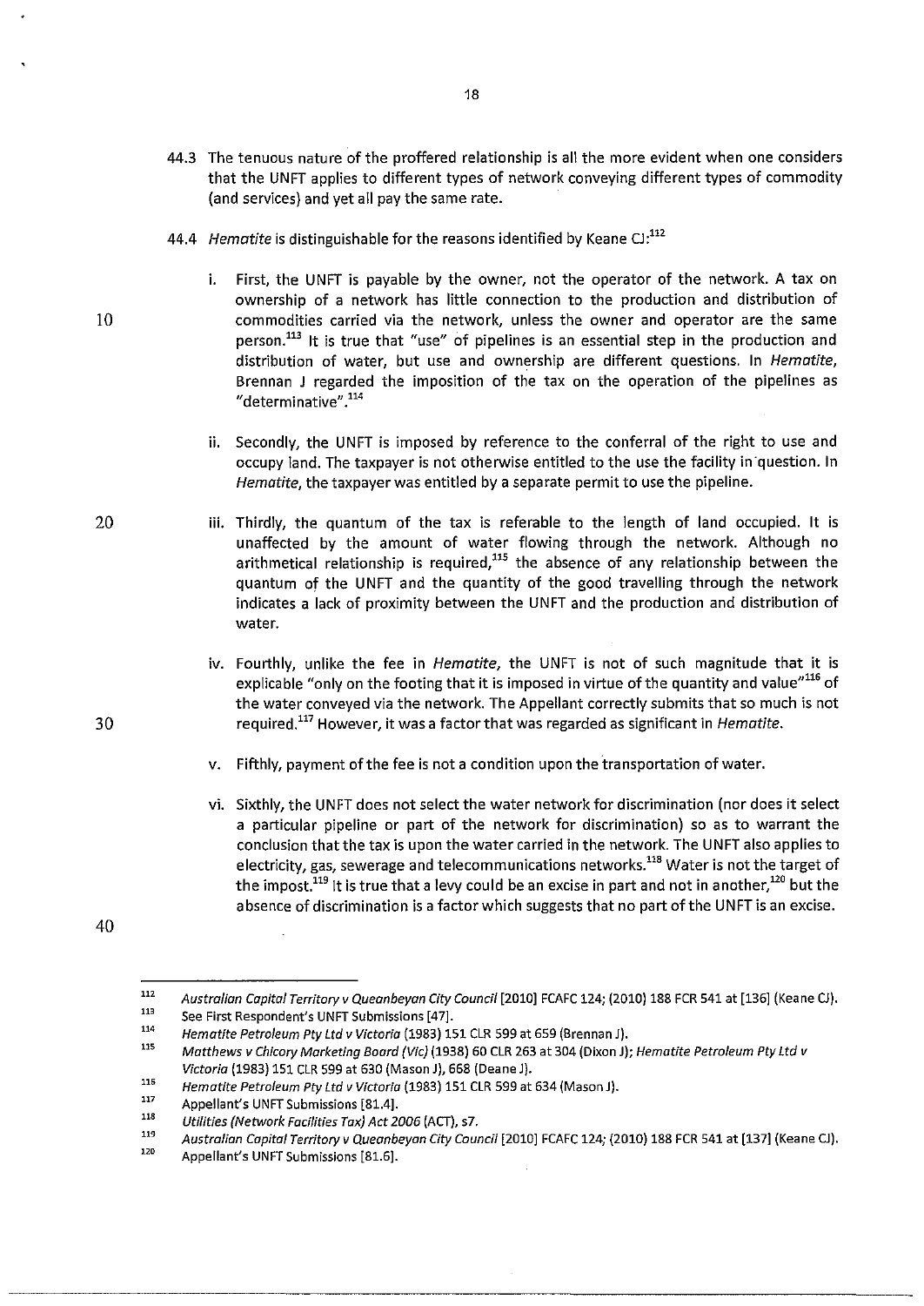44.3 The tenuous nature of the proffered relationship is all the more evident when one considers that the UNFT applies to different types of network conveying different types of commodity (and services) and yet all pay the same rate.

44.4 *Hematite* is distinguishable for the reasons identified by Keane CJ:[112]

i. First, the UNFT is payable by the owner, not the operator of the network. A tax on ownership of a network has little connection to the production and distribution of commodities carried via the network, unless the owner and operator are the same person.[113] It is true that "use" of pipelines is an essential step in the production and distribution of water, but use and ownership are different questions. In *Hematite*, Brennan J regarded the imposition of the tax on the operation of the pipelines as "determinative".[114]

ii. Secondly, the UNFT is imposed by reference to the conferral of the right to use and occupy land. The taxpayer is not otherwise entitled to the use the facility in question. In *Hematite*, the taxpayer was entitled by a separate permit to use the pipeline.

iii. Thirdly, the quantum of the tax is referable to the length of land occupied. It is unaffected by the amount of water flowing through the network. Although no arithmetical relationship is required,[115] the absence of any relationship between the quantum of the UNFT and the quantity of the good travelling through the network indicates a lack of proximity between the UNFT and the production and distribution of water.

iv. Fourthly, unlike the fee in *Hematite*, the UNFT is not of such magnitude that it is explicable "only on the footing that it is imposed in virtue of the quantity and value"[116] of the water conveyed via the network. The Appellant correctly submits that so much is not required.[117] However, it was a factor that was regarded as significant in *Hematite*.

v. Fifthly, payment of the fee is not a condition upon the transportation of water.

vi. Sixthly, the UNFT does not select the water network for discrimination (nor does it select a particular pipeline or part of the network for discrimination) so as to warrant the conclusion that the tax is upon the water carried in the network. The UNFT also applies to electricity, gas, sewerage and telecommunications networks.[118] Water is not the target of the impost.[119] It is true that a levy could be an excise in part and not in another,[120] but the absence of discrimination is a factor which suggests that no part of the UNFT is an excise.

---

[112] *Australian Capital Territory v Queanbeyan City Council* [2010] FCAFC 124; (2010) 188 FCR 541 at [136] (Keane CJ).

[113] See First Respondent's UNFT Submissions [47].

[114] *Hematite Petroleum Pty Ltd v Victoria* (1983) 151 CLR 599 at 659 (Brennan J).

[115] *Matthews v Chicory Marketing Board (Vic)* (1938) 60 CLR 263 at 304 (Dixon J); *Hematite Petroleum Pty Ltd v Victoria* (1983) 151 CLR 599 at 630 (Mason J), 668 (Deane J).

[116] *Hematite Petroleum Pty Ltd v Victoria* (1983) 151 CLR 599 at 634 (Mason J).

[117] Appellant's UNFT Submissions [81.4].

[118] *Utilities (Network Facilities Tax) Act 2006* (ACT), s7.

[119] *Australian Capital Territory v Queanbeyan City Council* [2010] FCAFC 124; (2010) 188 FCR 541 at [137] (Keane CJ).

[120] Appellant's UNFT Submissions [81.6].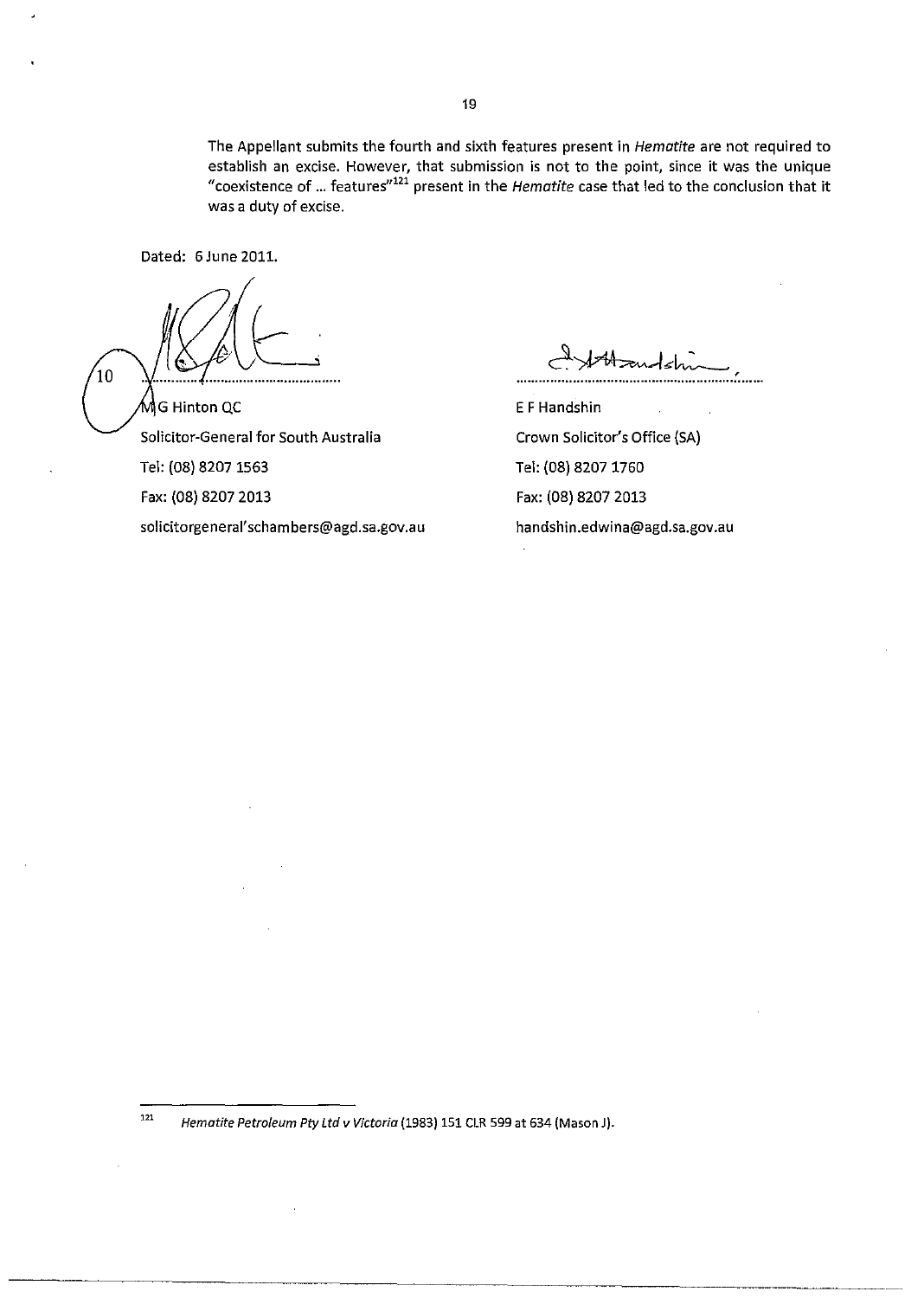The Appellant submits the fourth and sixth features present in *Hematite* are not required to establish an excise. However, that submission is not to the point, since it was the unique "coexistence of ... features"[121] present in the *Hematite* case that led to the conclusion that it was a duty of excise.

Dated: 6 June 2011.

M G Hinton QC
Solicitor-General for South Australia
Tel: (08) 8207 1563
Fax: (08) 8207 2013
solicitorgeneral'schambers@agd.sa.gov.au

E F Handshin
Crown Solicitor's Office (SA)
Tel: (08) 8207 1760
Fax: (08) 8207 2013
handshin.edwina@agd.sa.gov.au

---

[121] *Hematite Petroleum Pty Ltd v Victoria* (1983) 151 CLR 599 at 634 (Mason J).